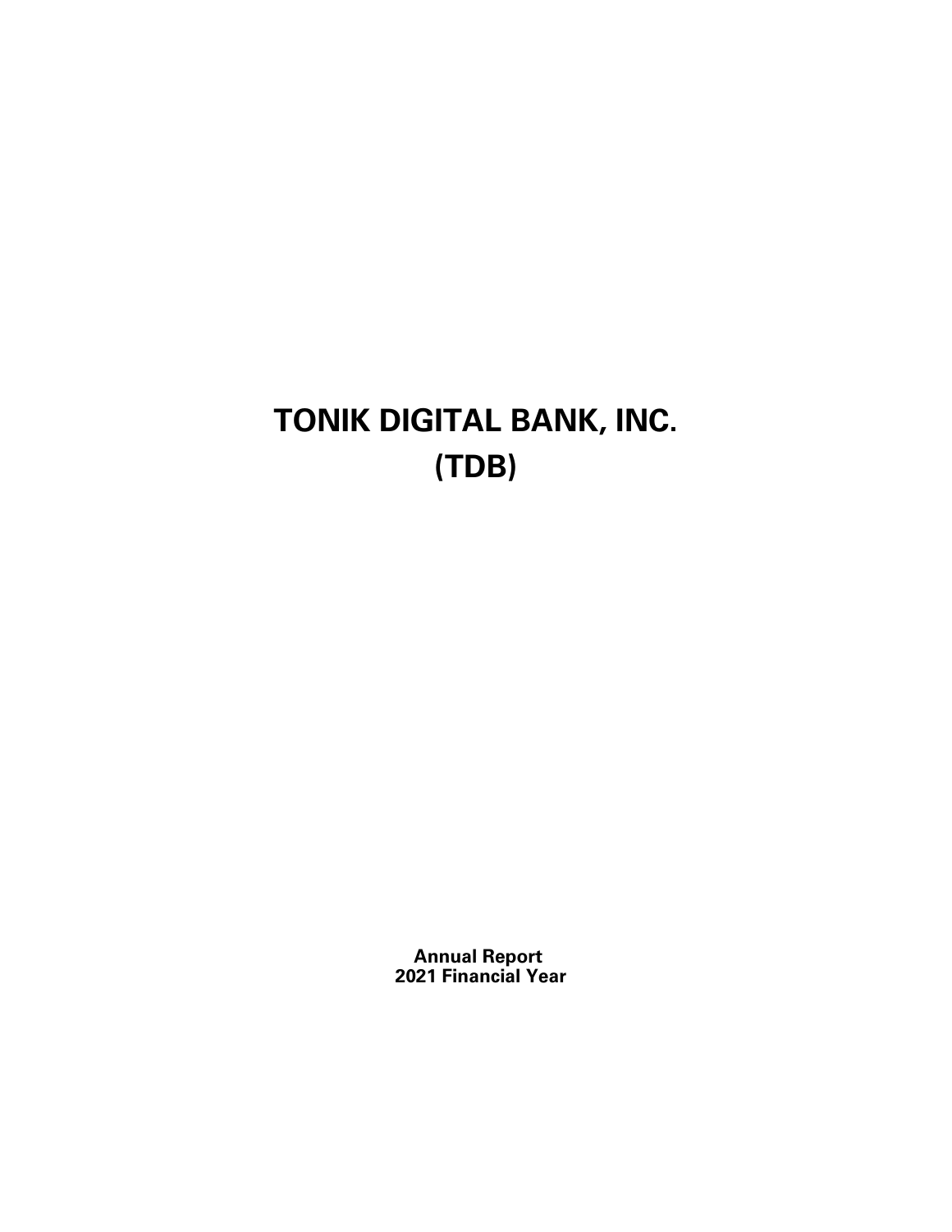# TONIK DIGITAL BANK, INC.
# (TDB)

**Annual Report**
**2021 Financial Year**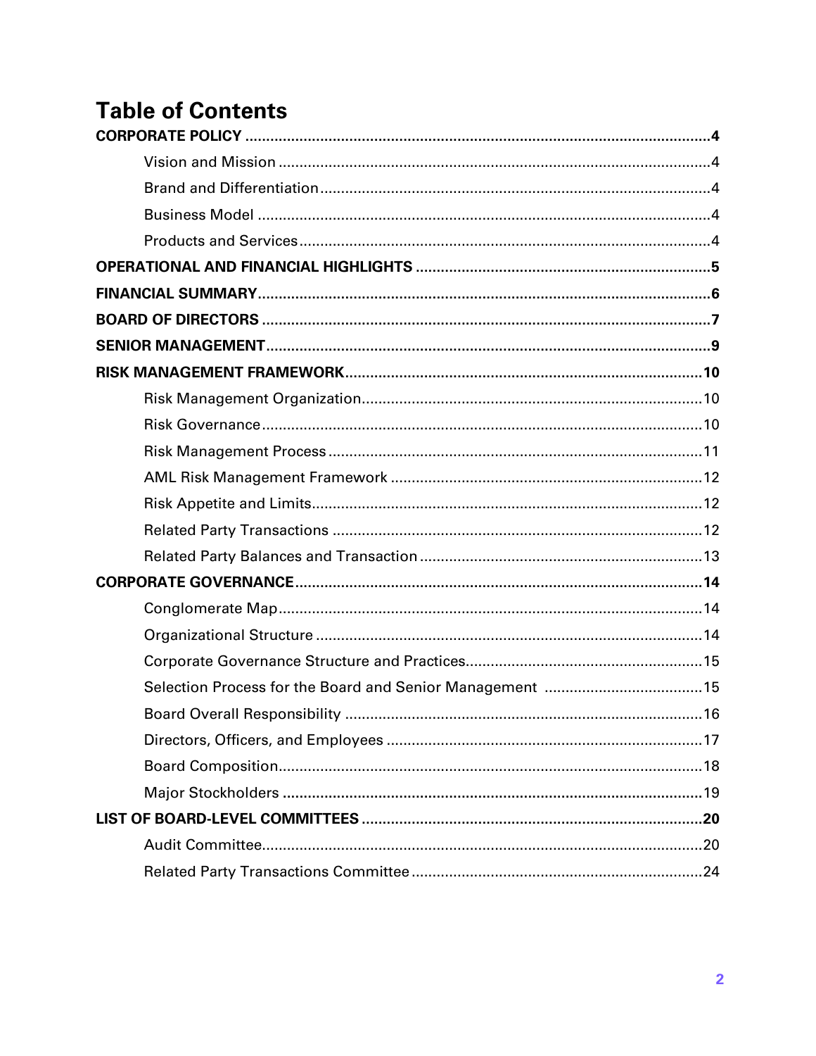# Table of Contents

**CORPORATE POLICY** ..... **4**

- Vision and Mission ..... 4
- Brand and Differentiation ..... 4
- Business Model ..... 4
- Products and Services ..... 4

**OPERATIONAL AND FINANCIAL HIGHLIGHTS** ..... **5**

**FINANCIAL SUMMARY** ..... **6**

**BOARD OF DIRECTORS** ..... **7**

**SENIOR MANAGEMENT** ..... **9**

**RISK MANAGEMENT FRAMEWORK** ..... **10**

- Risk Management Organization ..... 10
- Risk Governance ..... 10
- Risk Management Process ..... 11
- AML Risk Management Framework ..... 12
- Risk Appetite and Limits ..... 12
- Related Party Transactions ..... 12
- Related Party Balances and Transaction ..... 13

**CORPORATE GOVERNANCE** ..... **14**

- Conglomerate Map ..... 14
- Organizational Structure ..... 14
- Corporate Governance Structure and Practices ..... 15
- Selection Process for the Board and Senior Management ..... 15
- Board Overall Responsibility ..... 16
- Directors, Officers, and Employees ..... 17
- Board Composition ..... 18
- Major Stockholders ..... 19

**LIST OF BOARD-LEVEL COMMITTEES** ..... **20**

- Audit Committee ..... 20
- Related Party Transactions Committee ..... 24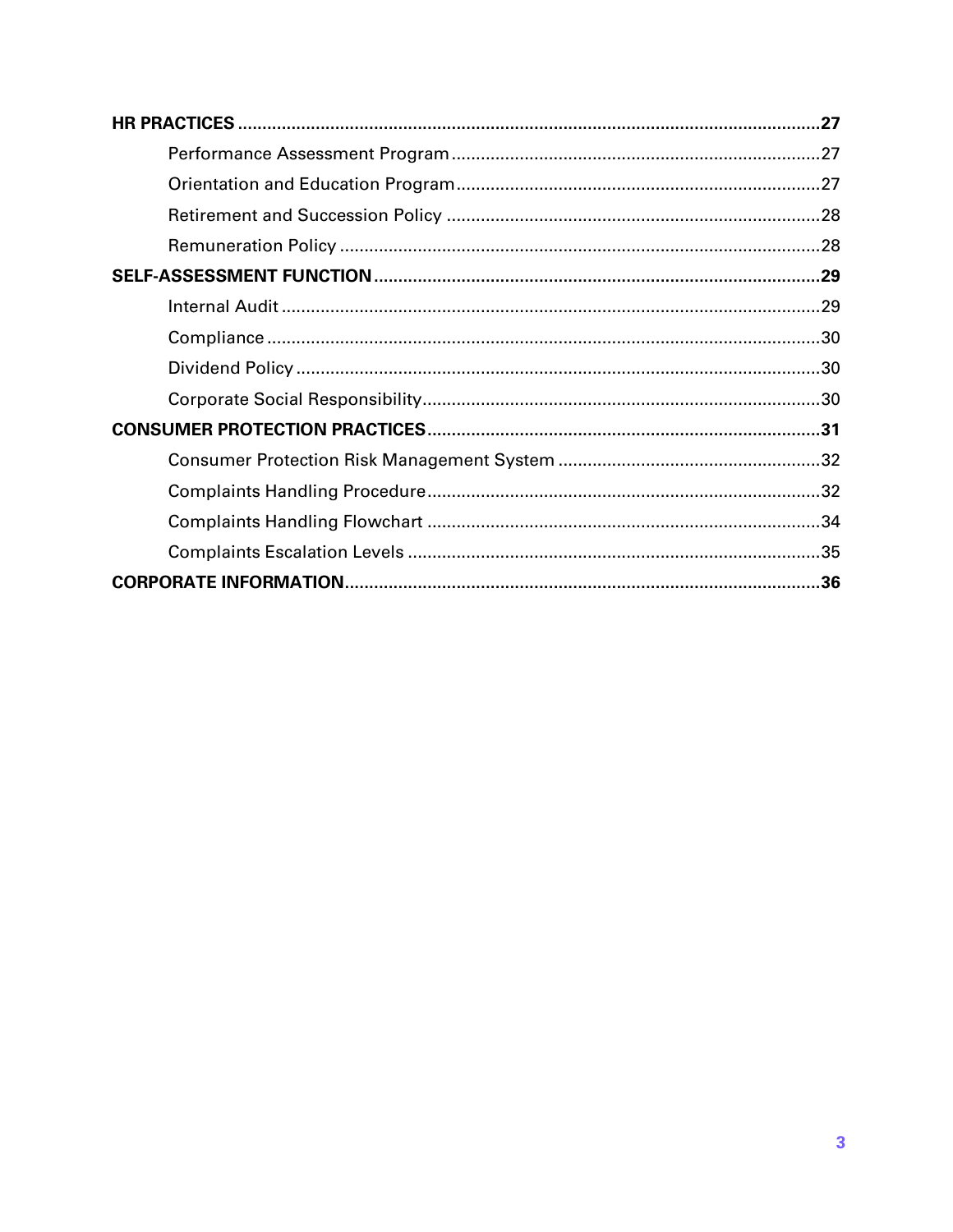**HR PRACTICES** .......... **27**

- Performance Assessment Program .......... 27
- Orientation and Education Program .......... 27
- Retirement and Succession Policy .......... 28
- Remuneration Policy .......... 28

**SELF-ASSESSMENT FUNCTION** .......... **29**

- Internal Audit .......... 29
- Compliance .......... 30
- Dividend Policy .......... 30
- Corporate Social Responsibility .......... 30

**CONSUMER PROTECTION PRACTICES** .......... **31**

- Consumer Protection Risk Management System .......... 32
- Complaints Handling Procedure .......... 32
- Complaints Handling Flowchart .......... 34
- Complaints Escalation Levels .......... 35

**CORPORATE INFORMATION** .......... **36**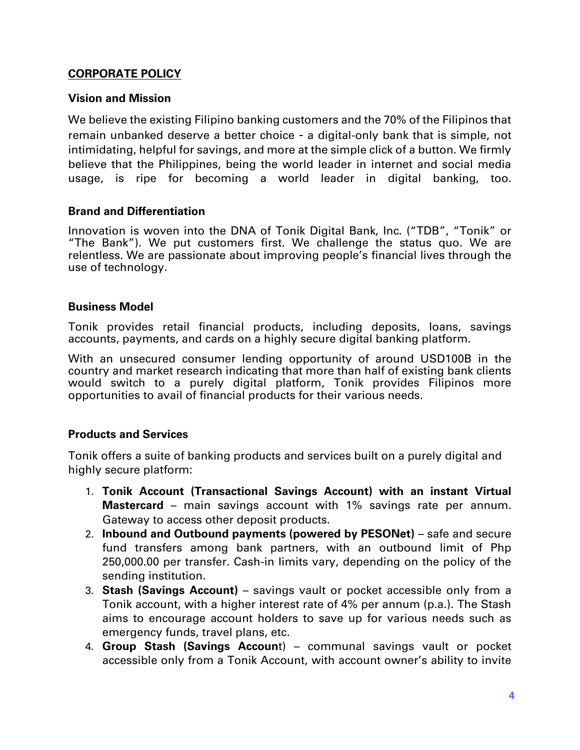## CORPORATE POLICY

### Vision and Mission

We believe the existing Filipino banking customers and the 70% of the Filipinos that remain unbanked deserve a better choice - a digital-only bank that is simple, not intimidating, helpful for savings, and more at the simple click of a button. We firmly believe that the Philippines, being the world leader in internet and social media usage, is ripe for becoming a world leader in digital banking, too.

### Brand and Differentiation

Innovation is woven into the DNA of Tonik Digital Bank, Inc. ("TDB", "Tonik" or "The Bank"). We put customers first. We challenge the status quo. We are relentless. We are passionate about improving people's financial lives through the use of technology.

### Business Model

Tonik provides retail financial products, including deposits, loans, savings accounts, payments, and cards on a highly secure digital banking platform.

With an unsecured consumer lending opportunity of around USD100B in the country and market research indicating that more than half of existing bank clients would switch to a purely digital platform, Tonik provides Filipinos more opportunities to avail of financial products for their various needs.

### Products and Services

Tonik offers a suite of banking products and services built on a purely digital and highly secure platform:

1. **Tonik Account (Transactional Savings Account) with an instant Virtual Mastercard** – main savings account with 1% savings rate per annum. Gateway to access other deposit products.
2. **Inbound and Outbound payments (powered by PESONet)** – safe and secure fund transfers among bank partners, with an outbound limit of Php 250,000.00 per transfer. Cash-in limits vary, depending on the policy of the sending institution.
3. **Stash (Savings Account)** – savings vault or pocket accessible only from a Tonik account, with a higher interest rate of 4% per annum (p.a.). The Stash aims to encourage account holders to save up for various needs such as emergency funds, travel plans, etc.
4. **Group Stash (Savings Account)** – communal savings vault or pocket accessible only from a Tonik Account, with account owner's ability to invite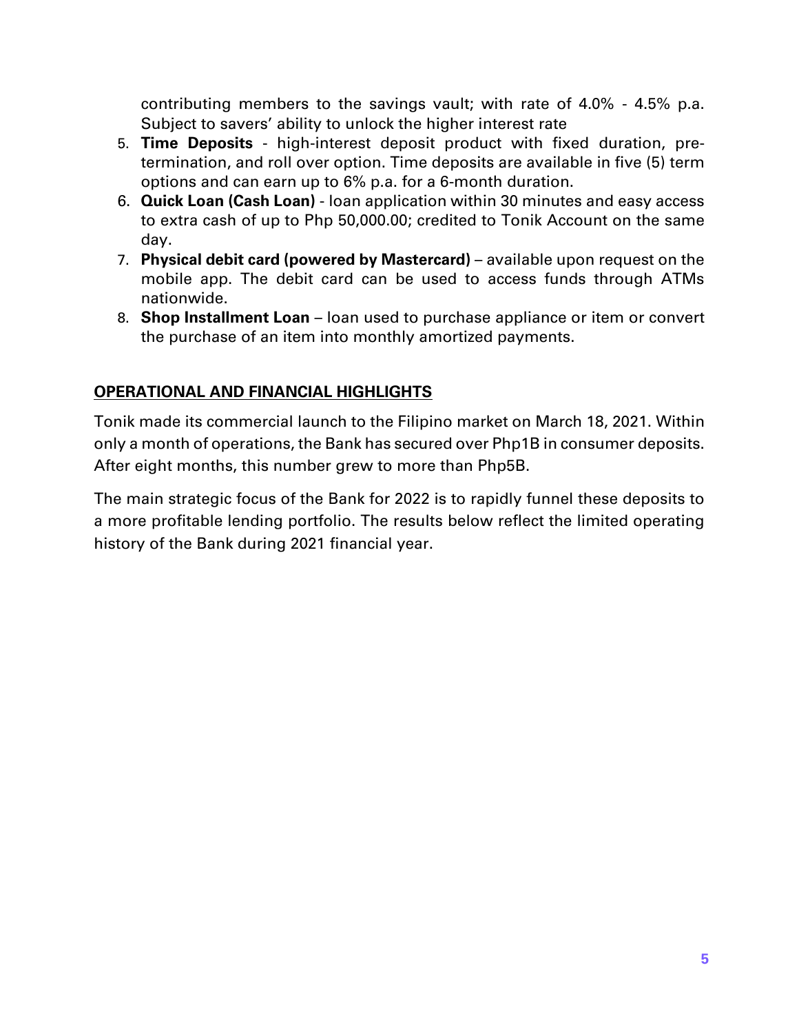contributing members to the savings vault; with rate of 4.0% - 4.5% p.a. Subject to savers' ability to unlock the higher interest rate

5. **Time Deposits** - high-interest deposit product with fixed duration, pre-termination, and roll over option. Time deposits are available in five (5) term options and can earn up to 6% p.a. for a 6-month duration.
6. **Quick Loan (Cash Loan)** - loan application within 30 minutes and easy access to extra cash of up to Php 50,000.00; credited to Tonik Account on the same day.
7. **Physical debit card (powered by Mastercard)** – available upon request on the mobile app. The debit card can be used to access funds through ATMs nationwide.
8. **Shop Installment Loan** – loan used to purchase appliance or item or convert the purchase of an item into monthly amortized payments.

## OPERATIONAL AND FINANCIAL HIGHLIGHTS

Tonik made its commercial launch to the Filipino market on March 18, 2021. Within only a month of operations, the Bank has secured over Php1B in consumer deposits. After eight months, this number grew to more than Php5B.

The main strategic focus of the Bank for 2022 is to rapidly funnel these deposits to a more profitable lending portfolio. The results below reflect the limited operating history of the Bank during 2021 financial year.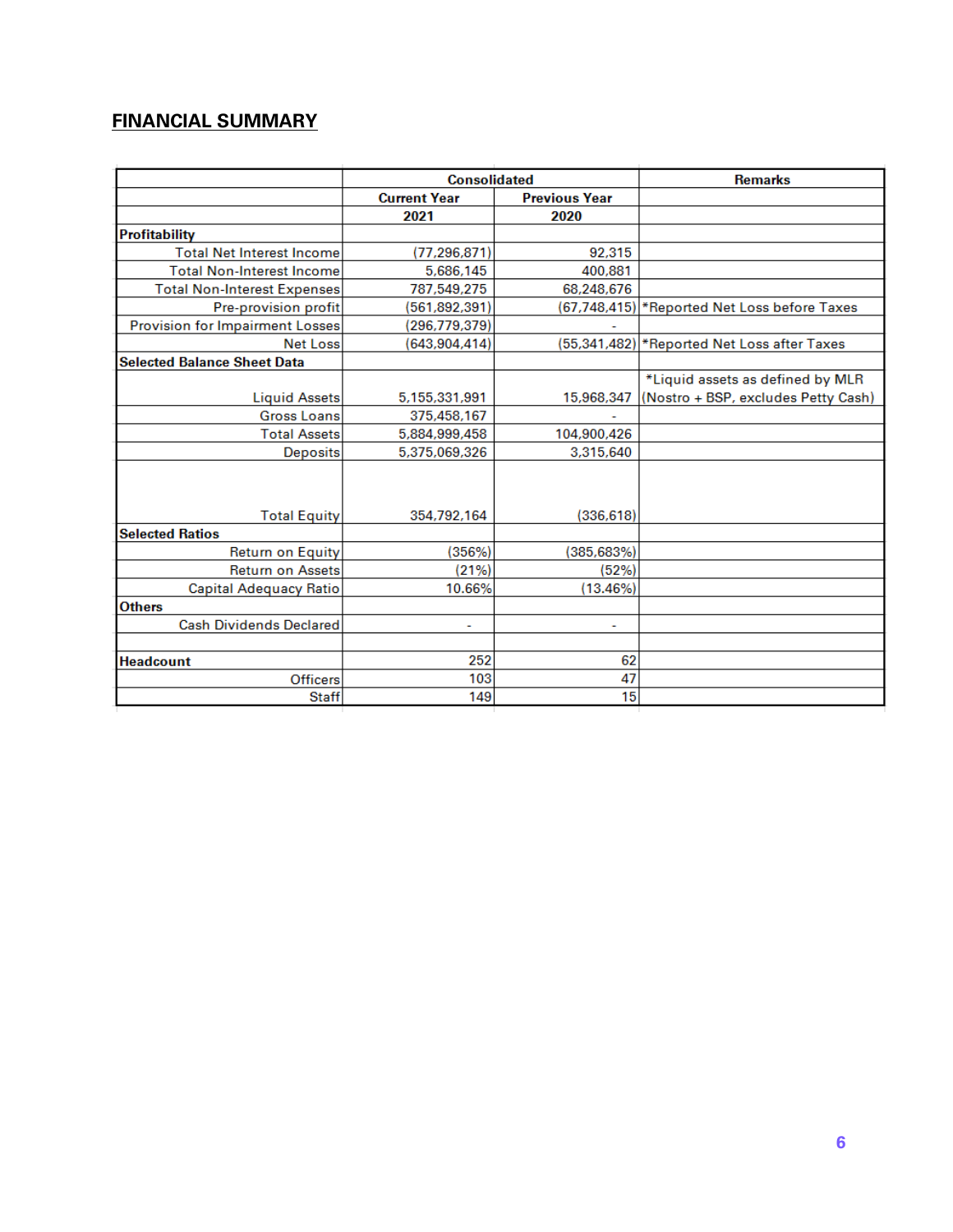## FINANCIAL SUMMARY

| | Consolidated | | Remarks |
|---|---|---|---|
| | Current Year | Previous Year | |
| | 2021 | 2020 | |
| **Profitability** | | | |
| Total Net Interest Income | (77,296,871) | 92,315 | |
| Total Non-Interest Income | 5,686,145 | 400,881 | |
| Total Non-Interest Expenses | 787,549,275 | 68,248,676 | |
| Pre-provision profit | (561,892,391) | (67,748,415) | *Reported Net Loss before Taxes |
| Provision for Impairment Losses | (296,779,379) | - | |
| Net Loss | (643,904,414) | (55,341,482) | *Reported Net Loss after Taxes |
| **Selected Balance Sheet Data** | | | |
| Liquid Assets | 5,155,331,991 | 15,968,347 | *Liquid assets as defined by MLR (Nostro + BSP, excludes Petty Cash) |
| Gross Loans | 375,458,167 | - | |
| Total Assets | 5,884,999,458 | 104,900,426 | |
| Deposits | 5,375,069,326 | 3,315,640 | |
| Total Equity | 354,792,164 | (336,618) | |
| **Selected Ratios** | | | |
| Return on Equity | (356%) | (385,683%) | |
| Return on Assets | (21%) | (52%) | |
| Capital Adequacy Ratio | 10.66% | (13.46%) | |
| **Others** | | | |
| Cash Dividends Declared | - | - | |
| | | | |
| **Headcount** | 252 | 62 | |
| Officers | 103 | 47 | |
| Staff | 149 | 15 | |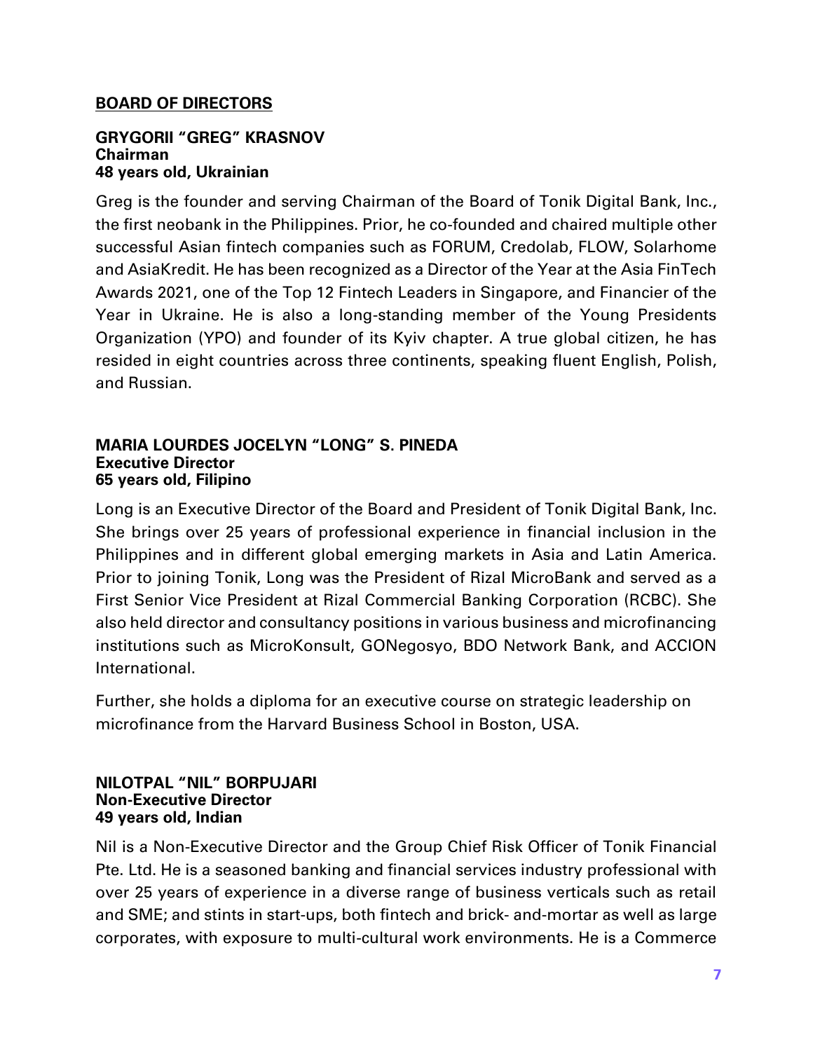## BOARD OF DIRECTORS

**GRYGORII "GREG" KRASNOV**
**Chairman**
**48 years old, Ukrainian**

Greg is the founder and serving Chairman of the Board of Tonik Digital Bank, Inc., the first neobank in the Philippines. Prior, he co-founded and chaired multiple other successful Asian fintech companies such as FORUM, Credolab, FLOW, Solarhome and AsiaKredit. He has been recognized as a Director of the Year at the Asia FinTech Awards 2021, one of the Top 12 Fintech Leaders in Singapore, and Financier of the Year in Ukraine. He is also a long-standing member of the Young Presidents Organization (YPO) and founder of its Kyiv chapter. A true global citizen, he has resided in eight countries across three continents, speaking fluent English, Polish, and Russian.

**MARIA LOURDES JOCELYN "LONG" S. PINEDA**
**Executive Director**
**65 years old, Filipino**

Long is an Executive Director of the Board and President of Tonik Digital Bank, Inc. She brings over 25 years of professional experience in financial inclusion in the Philippines and in different global emerging markets in Asia and Latin America. Prior to joining Tonik, Long was the President of Rizal MicroBank and served as a First Senior Vice President at Rizal Commercial Banking Corporation (RCBC). She also held director and consultancy positions in various business and microfinancing institutions such as MicroKonsult, GONegosyo, BDO Network Bank, and ACCION International.

Further, she holds a diploma for an executive course on strategic leadership on microfinance from the Harvard Business School in Boston, USA.

**NILOTPAL "NIL" BORPUJARI**
**Non-Executive Director**
**49 years old, Indian**

Nil is a Non-Executive Director and the Group Chief Risk Officer of Tonik Financial Pte. Ltd. He is a seasoned banking and financial services industry professional with over 25 years of experience in a diverse range of business verticals such as retail and SME; and stints in start-ups, both fintech and brick- and-mortar as well as large corporates, with exposure to multi-cultural work environments. He is a Commerce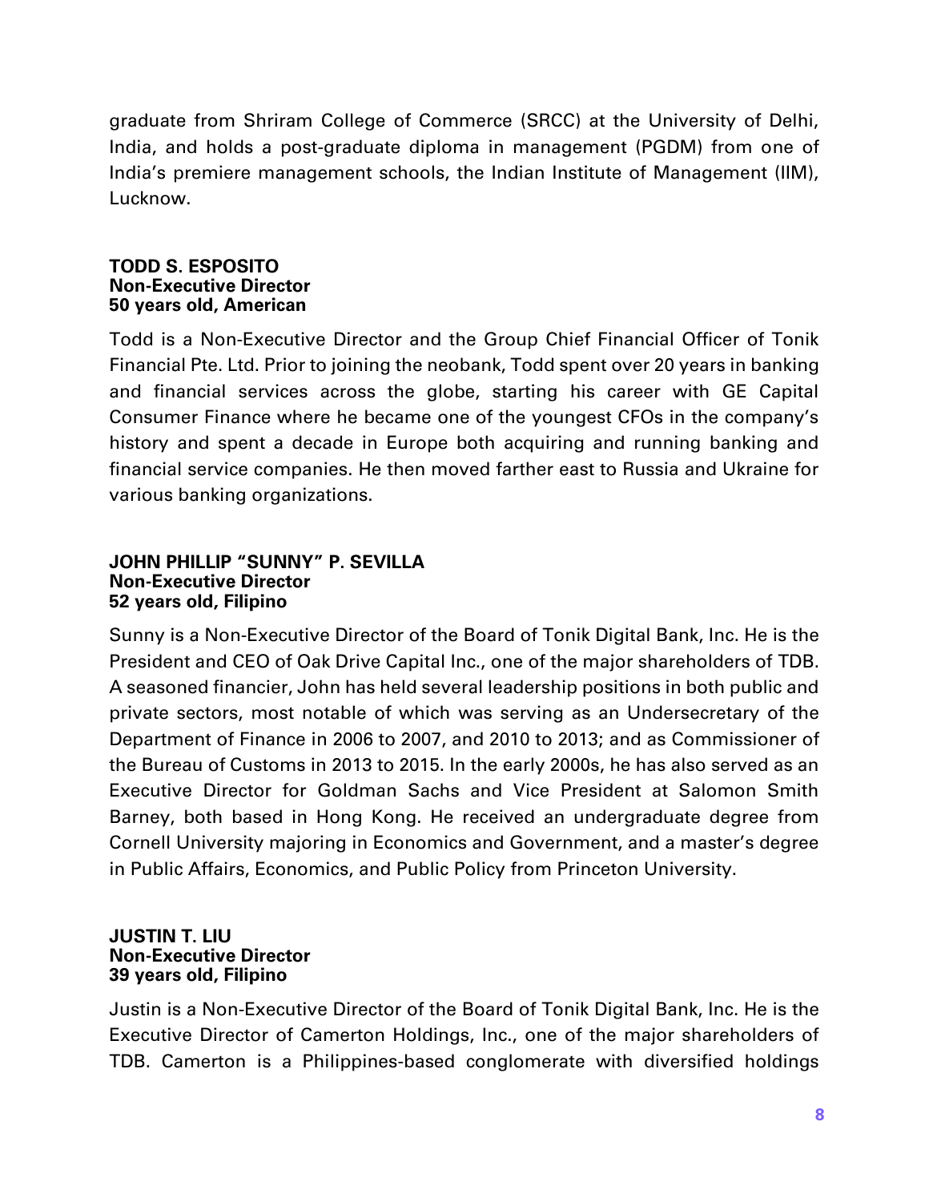graduate from Shriram College of Commerce (SRCC) at the University of Delhi, India, and holds a post-graduate diploma in management (PGDM) from one of India's premiere management schools, the Indian Institute of Management (IIM), Lucknow.

**TODD S. ESPOSITO**
**Non-Executive Director**
**50 years old, American**

Todd is a Non-Executive Director and the Group Chief Financial Officer of Tonik Financial Pte. Ltd. Prior to joining the neobank, Todd spent over 20 years in banking and financial services across the globe, starting his career with GE Capital Consumer Finance where he became one of the youngest CFOs in the company's history and spent a decade in Europe both acquiring and running banking and financial service companies. He then moved farther east to Russia and Ukraine for various banking organizations.

**JOHN PHILLIP "SUNNY" P. SEVILLA**
**Non-Executive Director**
**52 years old, Filipino**

Sunny is a Non-Executive Director of the Board of Tonik Digital Bank, Inc. He is the President and CEO of Oak Drive Capital Inc., one of the major shareholders of TDB. A seasoned financier, John has held several leadership positions in both public and private sectors, most notable of which was serving as an Undersecretary of the Department of Finance in 2006 to 2007, and 2010 to 2013; and as Commissioner of the Bureau of Customs in 2013 to 2015. In the early 2000s, he has also served as an Executive Director for Goldman Sachs and Vice President at Salomon Smith Barney, both based in Hong Kong. He received an undergraduate degree from Cornell University majoring in Economics and Government, and a master's degree in Public Affairs, Economics, and Public Policy from Princeton University.

**JUSTIN T. LIU**
**Non-Executive Director**
**39 years old, Filipino**

Justin is a Non-Executive Director of the Board of Tonik Digital Bank, Inc. He is the Executive Director of Camerton Holdings, Inc., one of the major shareholders of TDB. Camerton is a Philippines-based conglomerate with diversified holdings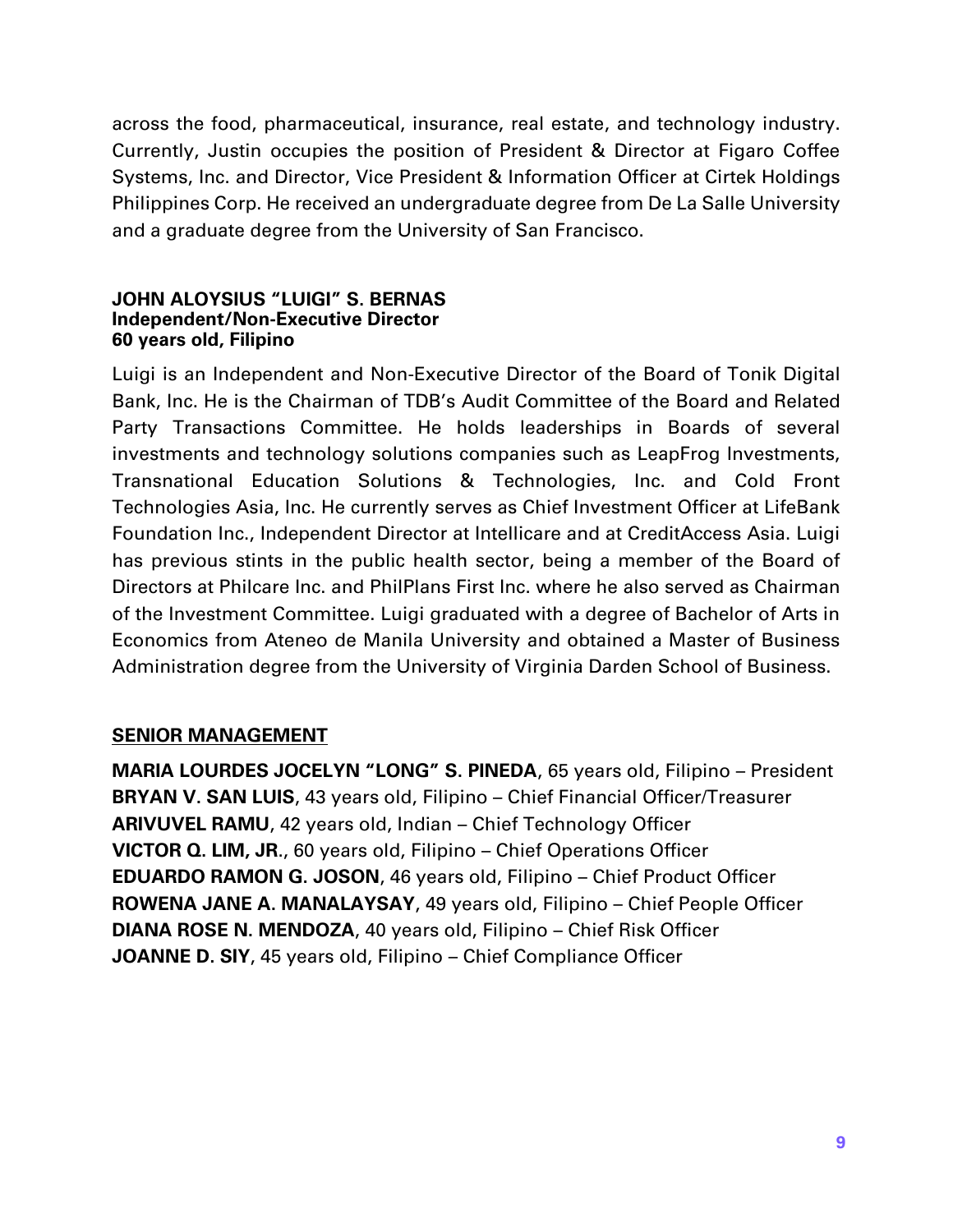across the food, pharmaceutical, insurance, real estate, and technology industry. Currently, Justin occupies the position of President & Director at Figaro Coffee Systems, Inc. and Director, Vice President & Information Officer at Cirtek Holdings Philippines Corp. He received an undergraduate degree from De La Salle University and a graduate degree from the University of San Francisco.

**JOHN ALOYSIUS "LUIGI" S. BERNAS**
**Independent/Non-Executive Director**
**60 years old, Filipino**

Luigi is an Independent and Non-Executive Director of the Board of Tonik Digital Bank, Inc. He is the Chairman of TDB's Audit Committee of the Board and Related Party Transactions Committee. He holds leaderships in Boards of several investments and technology solutions companies such as LeapFrog Investments, Transnational Education Solutions & Technologies, Inc. and Cold Front Technologies Asia, Inc. He currently serves as Chief Investment Officer at LifeBank Foundation Inc., Independent Director at Intellicare and at CreditAccess Asia. Luigi has previous stints in the public health sector, being a member of the Board of Directors at Philcare Inc. and PhilPlans First Inc. where he also served as Chairman of the Investment Committee. Luigi graduated with a degree of Bachelor of Arts in Economics from Ateneo de Manila University and obtained a Master of Business Administration degree from the University of Virginia Darden School of Business.

## SENIOR MANAGEMENT

**MARIA LOURDES JOCELYN "LONG" S. PINEDA**, 65 years old, Filipino – President
**BRYAN V. SAN LUIS**, 43 years old, Filipino – Chief Financial Officer/Treasurer
**ARIVUVEL RAMU**, 42 years old, Indian – Chief Technology Officer
**VICTOR Q. LIM, JR.**, 60 years old, Filipino – Chief Operations Officer
**EDUARDO RAMON G. JOSON**, 46 years old, Filipino – Chief Product Officer
**ROWENA JANE A. MANALAYSAY**, 49 years old, Filipino – Chief People Officer
**DIANA ROSE N. MENDOZA**, 40 years old, Filipino – Chief Risk Officer
**JOANNE D. SIY**, 45 years old, Filipino – Chief Compliance Officer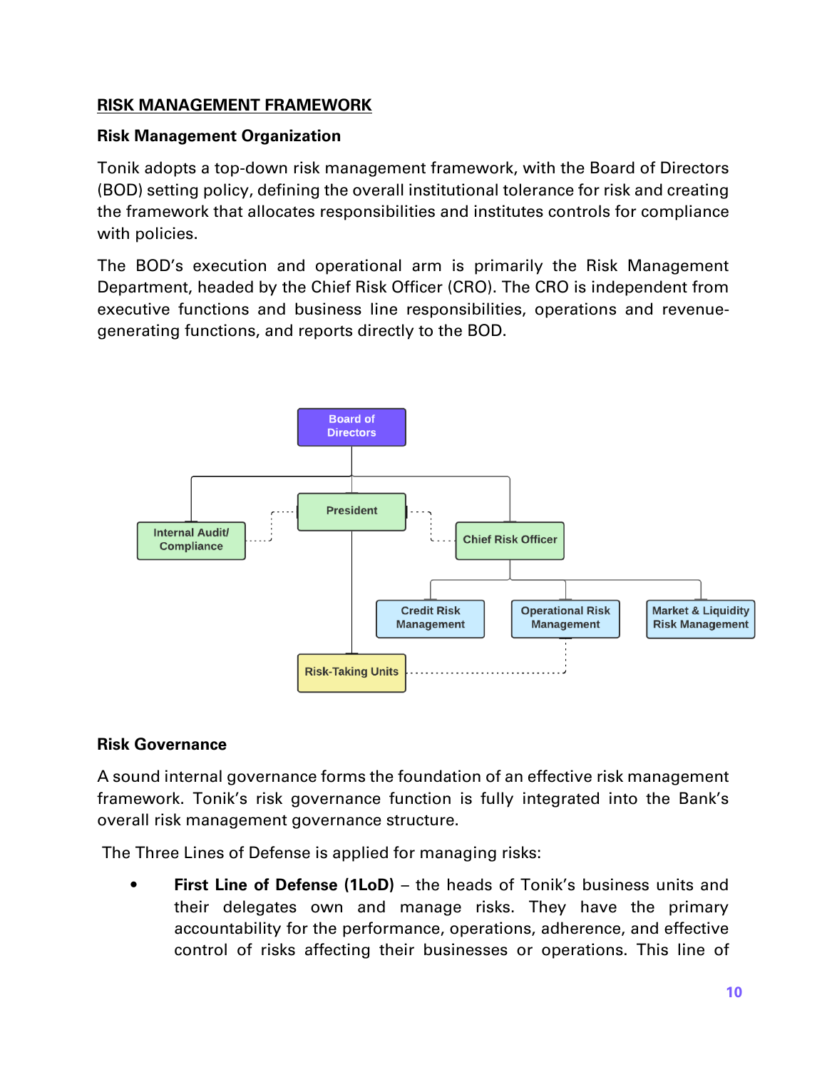## RISK MANAGEMENT FRAMEWORK

### Risk Management Organization

Tonik adopts a top-down risk management framework, with the Board of Directors (BOD) setting policy, defining the overall institutional tolerance for risk and creating the framework that allocates responsibilities and institutes controls for compliance with policies.

The BOD's execution and operational arm is primarily the Risk Management Department, headed by the Chief Risk Officer (CRO). The CRO is independent from executive functions and business line responsibilities, operations and revenue-generating functions, and reports directly to the BOD.

Board of Directors

Internal Audit/ Compliance

President

Chief Risk Officer

Credit Risk Management

Operational Risk Management

Market & Liquidity Risk Management

Risk-Taking Units

### Risk Governance

A sound internal governance forms the foundation of an effective risk management framework. Tonik's risk governance function is fully integrated into the Bank's overall risk management governance structure.

The Three Lines of Defense is applied for managing risks:

- **First Line of Defense (1LoD)** – the heads of Tonik's business units and their delegates own and manage risks. They have the primary accountability for the performance, operations, adherence, and effective control of risks affecting their businesses or operations. This line of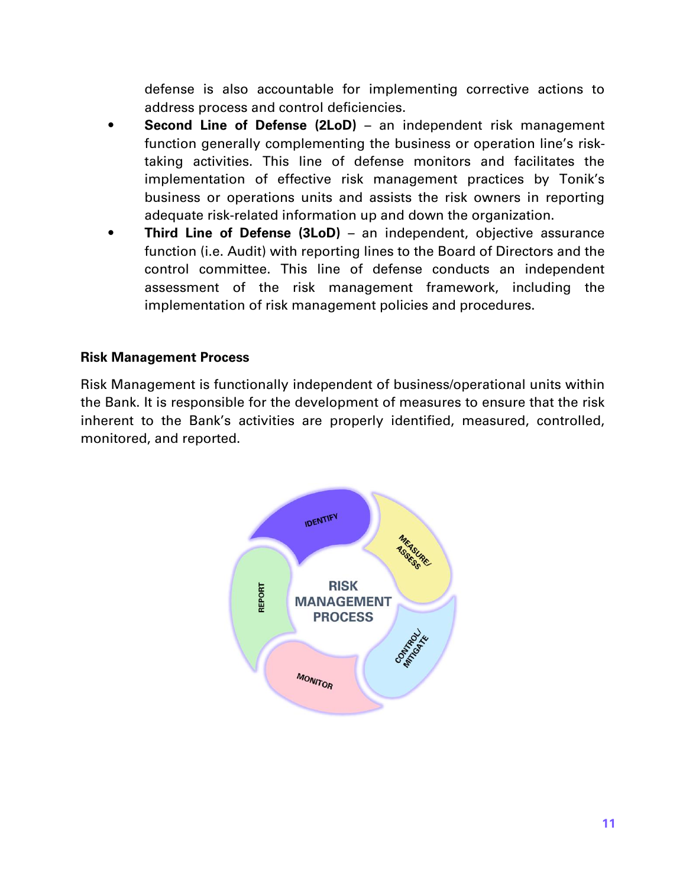defense is also accountable for implementing corrective actions to address process and control deficiencies.

- **Second Line of Defense (2LoD)** – an independent risk management function generally complementing the business or operation line's risk-taking activities. This line of defense monitors and facilitates the implementation of effective risk management practices by Tonik's business or operations units and assists the risk owners in reporting adequate risk-related information up and down the organization.
- **Third Line of Defense (3LoD)** – an independent, objective assurance function (i.e. Audit) with reporting lines to the Board of Directors and the control committee. This line of defense conducts an independent assessment of the risk management framework, including the implementation of risk management policies and procedures.

**Risk Management Process**

Risk Management is functionally independent of business/operational units within the Bank. It is responsible for the development of measures to ensure that the risk inherent to the Bank's activities are properly identified, measured, controlled, monitored, and reported.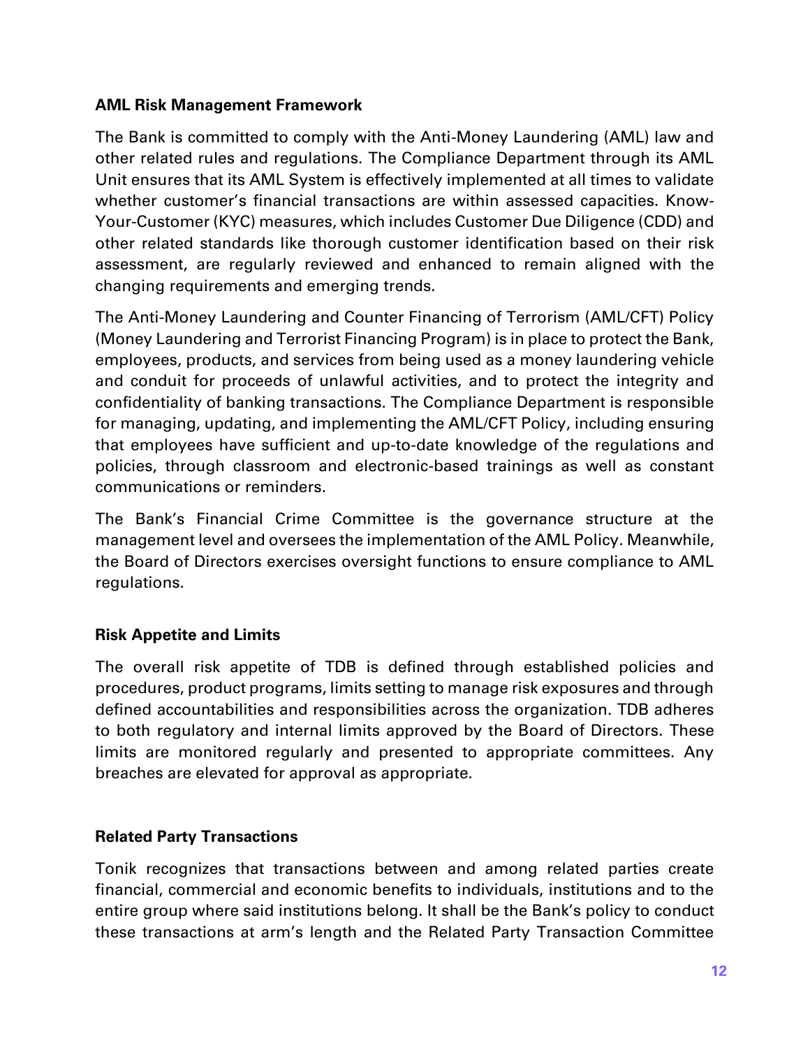**AML Risk Management Framework**

The Bank is committed to comply with the Anti-Money Laundering (AML) law and other related rules and regulations. The Compliance Department through its AML Unit ensures that its AML System is effectively implemented at all times to validate whether customer's financial transactions are within assessed capacities. Know-Your-Customer (KYC) measures, which includes Customer Due Diligence (CDD) and other related standards like thorough customer identification based on their risk assessment, are regularly reviewed and enhanced to remain aligned with the changing requirements and emerging trends.

The Anti-Money Laundering and Counter Financing of Terrorism (AML/CFT) Policy (Money Laundering and Terrorist Financing Program) is in place to protect the Bank, employees, products, and services from being used as a money laundering vehicle and conduit for proceeds of unlawful activities, and to protect the integrity and confidentiality of banking transactions. The Compliance Department is responsible for managing, updating, and implementing the AML/CFT Policy, including ensuring that employees have sufficient and up-to-date knowledge of the regulations and policies, through classroom and electronic-based trainings as well as constant communications or reminders.

The Bank's Financial Crime Committee is the governance structure at the management level and oversees the implementation of the AML Policy. Meanwhile, the Board of Directors exercises oversight functions to ensure compliance to AML regulations.

**Risk Appetite and Limits**

The overall risk appetite of TDB is defined through established policies and procedures, product programs, limits setting to manage risk exposures and through defined accountabilities and responsibilities across the organization. TDB adheres to both regulatory and internal limits approved by the Board of Directors. These limits are monitored regularly and presented to appropriate committees. Any breaches are elevated for approval as appropriate.

**Related Party Transactions**

Tonik recognizes that transactions between and among related parties create financial, commercial and economic benefits to individuals, institutions and to the entire group where said institutions belong. It shall be the Bank's policy to conduct these transactions at arm's length and the Related Party Transaction Committee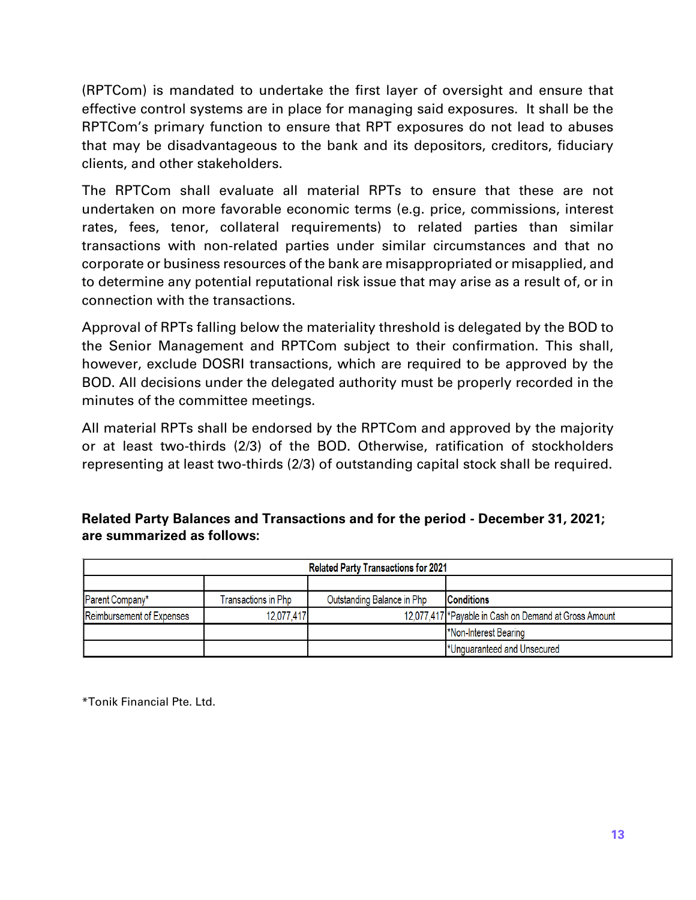(RPTCom) is mandated to undertake the first layer of oversight and ensure that effective control systems are in place for managing said exposures. It shall be the RPTCom's primary function to ensure that RPT exposures do not lead to abuses that may be disadvantageous to the bank and its depositors, creditors, fiduciary clients, and other stakeholders.

The RPTCom shall evaluate all material RPTs to ensure that these are not undertaken on more favorable economic terms (e.g. price, commissions, interest rates, fees, tenor, collateral requirements) to related parties than similar transactions with non-related parties under similar circumstances and that no corporate or business resources of the bank are misappropriated or misapplied, and to determine any potential reputational risk issue that may arise as a result of, or in connection with the transactions.

Approval of RPTs falling below the materiality threshold is delegated by the BOD to the Senior Management and RPTCom subject to their confirmation. This shall, however, exclude DOSRI transactions, which are required to be approved by the BOD. All decisions under the delegated authority must be properly recorded in the minutes of the committee meetings.

All material RPTs shall be endorsed by the RPTCom and approved by the majority or at least two-thirds (2/3) of the BOD. Otherwise, ratification of stockholders representing at least two-thirds (2/3) of outstanding capital stock shall be required.

**Related Party Balances and Transactions and for the period - December 31, 2021; are summarized as follows:**

| Related Party Transactions for 2021 | | | |
|---|---|---|---|
| | | | |
| Parent Company* | Transactions in Php | Outstanding Balance in Php | **Conditions** |
| Reimbursement of Expenses | 12,077,417 | 12,077,417 | *Payable in Cash on Demand at Gross Amount |
| | | | *Non-Interest Bearing |
| | | | *Unguaranteed and Unsecured |

*Tonik Financial Pte. Ltd.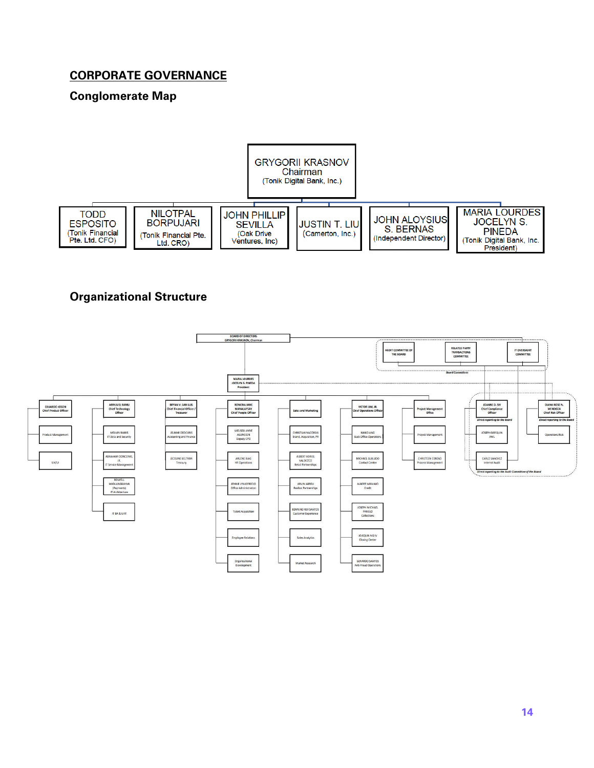## CORPORATE GOVERNANCE

### Conglomerate Map

**GRYGORII KRASNOV**
Chairman
(Tonik Digital Bank, Inc.)

- TODD ESPOSITO (Tonik Financial Pte. Ltd. CFO)
- NILOTPAL BORPUJARI (Tonik Financial Pte. Ltd. CRO)
- JOHN PHILLIP SEVILLA (Oak Drive Ventures, Inc)
- JUSTIN T. LIU (Camerton, Inc.)
- JOHN ALOYSIUS S. BERNAS (Independent Director)
- MARIA LOURDES JOCELYN S. PINEDA (Tonik Digital Bank, Inc. President)

### Organizational Structure

**BOARD OF DIRECTORS**
GRYGORII KRASNOV, Chairman

Board Committees:
- AUDIT COMMITTEE OF THE BOARD
- RELATED PARTY TRANSACTIONS COMMITTEE
- IT OVERSIGHT COMMITTEE

**MARIA LOURDES JOCELYN S. PINEDA**
President

- EDUARDO JOSON, Chief Product Officer
  - Product Management
  - UX/UI
- ARVUNTE RAMU, Chief Technology Officer
  - MELVIN RAMOS, IT Data and Security
  - ABRAHAM DONCERAS, JR., IT Service Management
  - ROWELL MADLANGBAYAN (Payments), IT Architecture
  - IT BA & UAT
- BRYAN V. SAN LUIS, Chief Financial Officer / Treasurer
  - JELMAR DEOCARIS, Accounting and Finance
  - JECELINE BELTRAN, Treasury
- ROWENA JANE MANALAYSAY, Chief People Officer
  - MELISSA ANNE ASUNCION, Deputy CPO
  - ARLENE BIAG, HR Operations
  - JENNIE LYN OFRECIO, Office Administration
  - Talent Acquisition
  - Employee Relations
  - Organizational Development
- Sales and Marketing
  - CHRISTIAN NACORDA, Brand, Acquisition, PR
  - ALBERT ADRIEL VALDEZCO, Retail Partnerships
  - ARVIN ABREU, Realtor Partnerships
  - EDMUND REY SANTOS, Customer Experience
  - Sales Analytics
  - Market Research
- VICTOR LIM, JR., Chief Operations Officer
  - NIKKO ANG, Back Office Operations
  - MICHAEL GURURO, Contact Center
  - ALBERT NARANJO, Credit
  - JOSEPH MICHAEL PAREJO, Collections
  - JOAQUIN NG IV, Closing Center
  - GERARDO SANTOS, Anti-fraud Operations
- Project Management Office
  - Project Management
  - CHRISTEEN CERENO, Process Management
- JOANNE D. SIY, Chief Compliance Officer (*Direct reporting to the Board*)
  - JOSEPH BARQUIN, AML
- CARLO SANCHEZ, Internal Audit (*Direct reporting to the Audit Committee of the Board*)
- DIANA ROSE N. MENDOZA, Chief Risk Officer (*Direct reporting to the Board*)
  - Operations Risk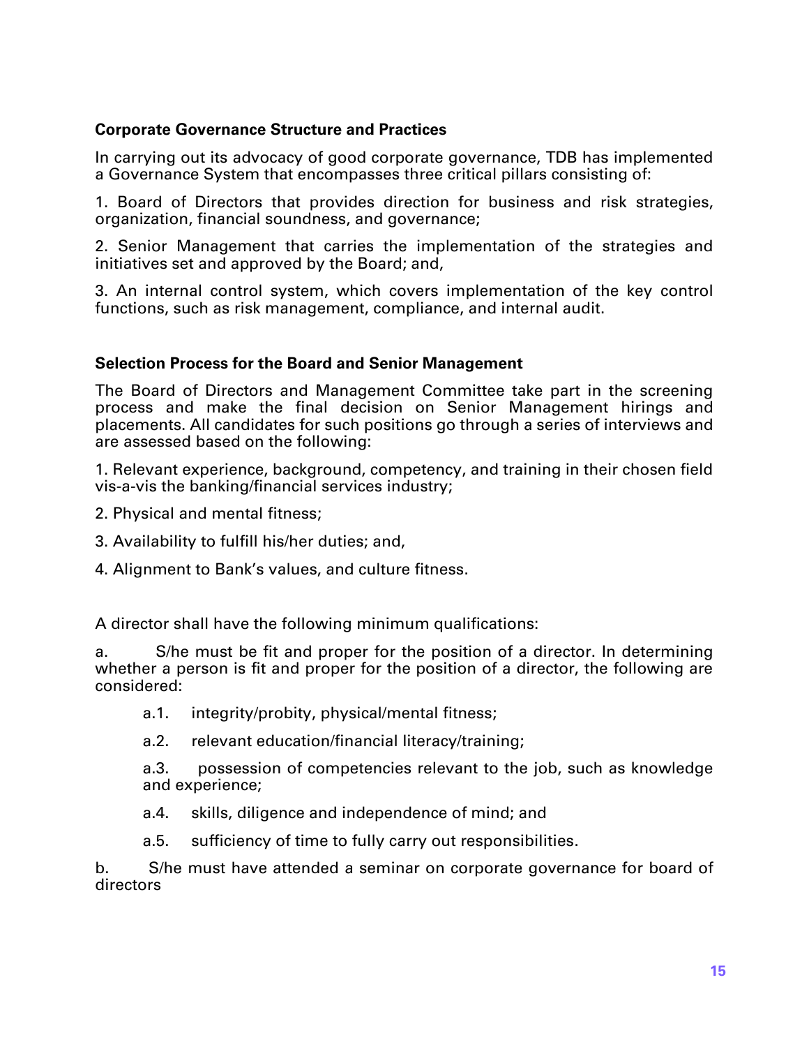### Corporate Governance Structure and Practices

In carrying out its advocacy of good corporate governance, TDB has implemented a Governance System that encompasses three critical pillars consisting of:

1. Board of Directors that provides direction for business and risk strategies, organization, financial soundness, and governance;
2. Senior Management that carries the implementation of the strategies and initiatives set and approved by the Board; and,
3. An internal control system, which covers implementation of the key control functions, such as risk management, compliance, and internal audit.

### Selection Process for the Board and Senior Management

The Board of Directors and Management Committee take part in the screening process and make the final decision on Senior Management hirings and placements. All candidates for such positions go through a series of interviews and are assessed based on the following:

1. Relevant experience, background, competency, and training in their chosen field vis-a-vis the banking/financial services industry;
2. Physical and mental fitness;
3. Availability to fulfill his/her duties; and,
4. Alignment to Bank's values, and culture fitness.

A director shall have the following minimum qualifications:

a. S/he must be fit and proper for the position of a director. In determining whether a person is fit and proper for the position of a director, the following are considered:

- a.1. integrity/probity, physical/mental fitness;
- a.2. relevant education/financial literacy/training;
- a.3. possession of competencies relevant to the job, such as knowledge and experience;
- a.4. skills, diligence and independence of mind; and
- a.5. sufficiency of time to fully carry out responsibilities.

b. S/he must have attended a seminar on corporate governance for board of directors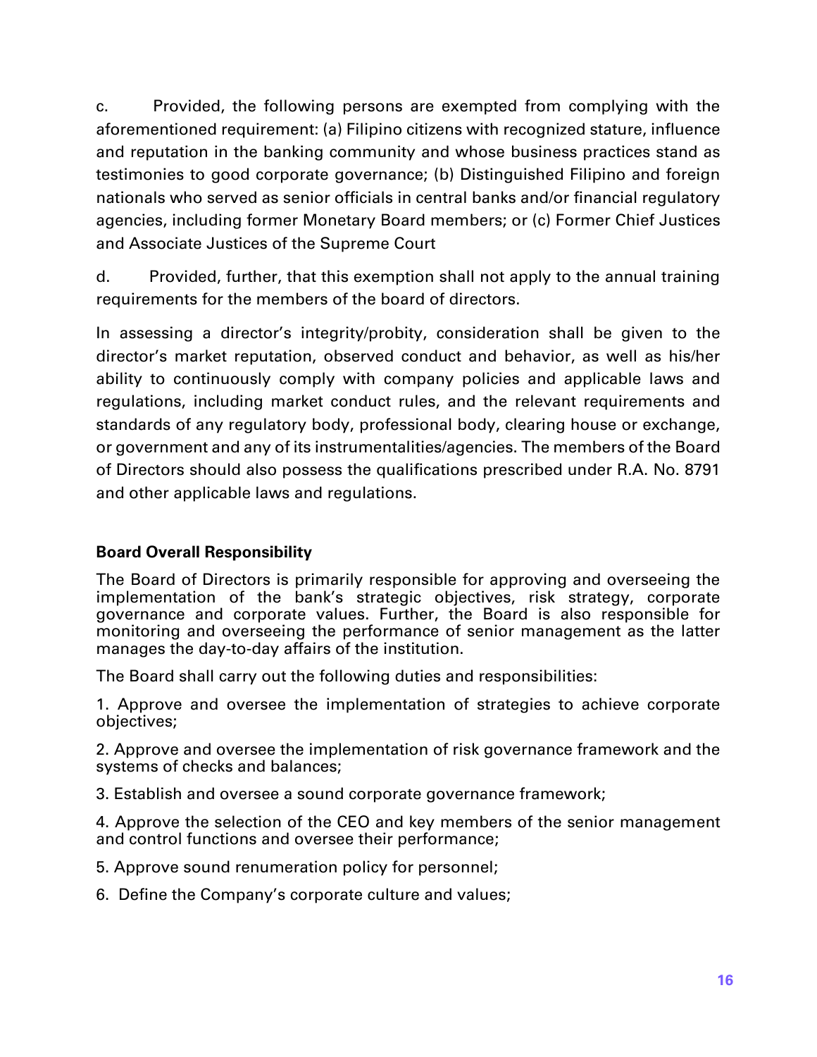c. Provided, the following persons are exempted from complying with the aforementioned requirement: (a) Filipino citizens with recognized stature, influence and reputation in the banking community and whose business practices stand as testimonies to good corporate governance; (b) Distinguished Filipino and foreign nationals who served as senior officials in central banks and/or financial regulatory agencies, including former Monetary Board members; or (c) Former Chief Justices and Associate Justices of the Supreme Court

d. Provided, further, that this exemption shall not apply to the annual training requirements for the members of the board of directors.

In assessing a director's integrity/probity, consideration shall be given to the director's market reputation, observed conduct and behavior, as well as his/her ability to continuously comply with company policies and applicable laws and regulations, including market conduct rules, and the relevant requirements and standards of any regulatory body, professional body, clearing house or exchange, or government and any of its instrumentalities/agencies. The members of the Board of Directors should also possess the qualifications prescribed under R.A. No. 8791 and other applicable laws and regulations.

**Board Overall Responsibility**

The Board of Directors is primarily responsible for approving and overseeing the implementation of the bank's strategic objectives, risk strategy, corporate governance and corporate values. Further, the Board is also responsible for monitoring and overseeing the performance of senior management as the latter manages the day-to-day affairs of the institution.

The Board shall carry out the following duties and responsibilities:

1. Approve and oversee the implementation of strategies to achieve corporate objectives;

2. Approve and oversee the implementation of risk governance framework and the systems of checks and balances;

3. Establish and oversee a sound corporate governance framework;

4. Approve the selection of the CEO and key members of the senior management and control functions and oversee their performance;

5. Approve sound renumeration policy for personnel;

6. Define the Company's corporate culture and values;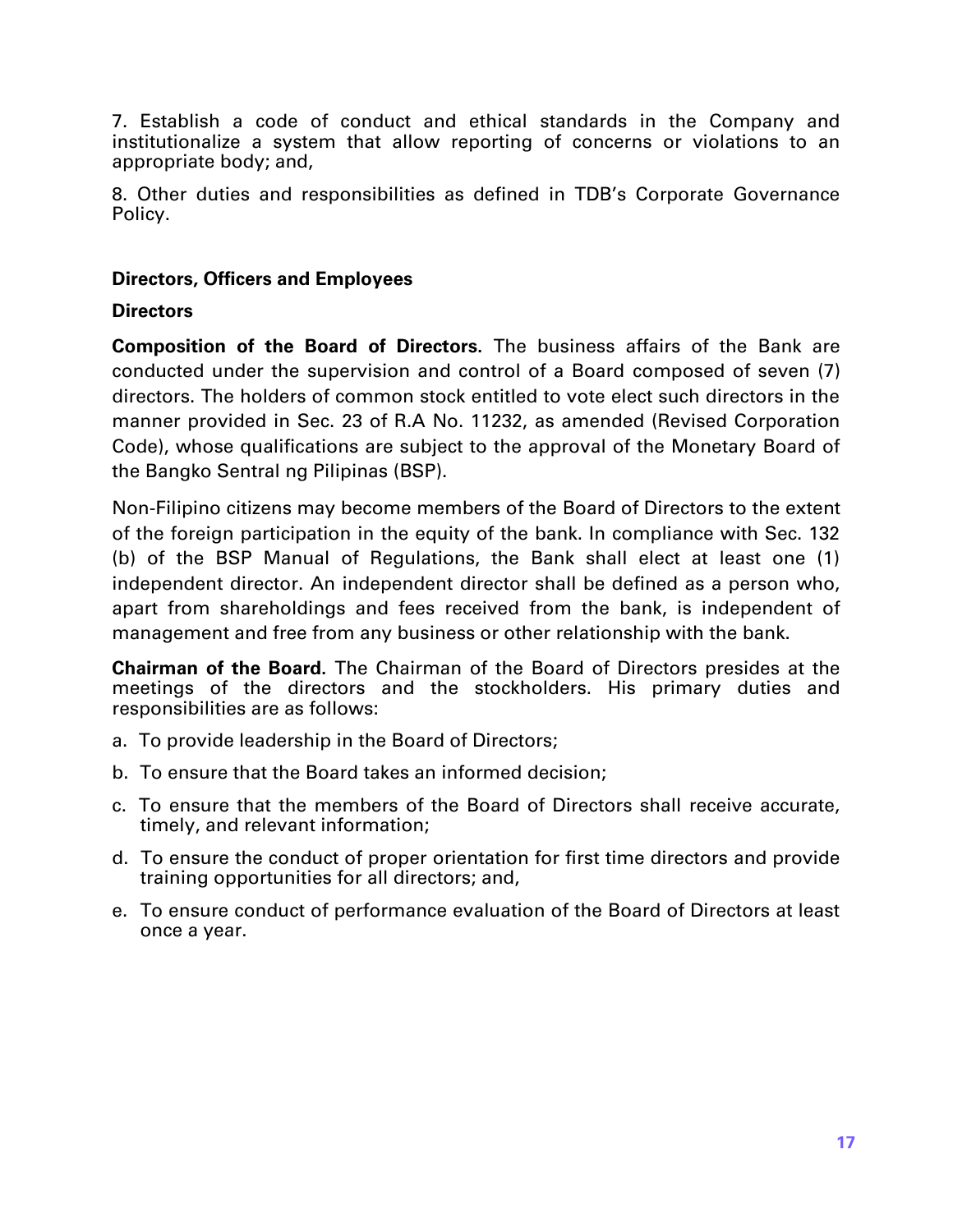7. Establish a code of conduct and ethical standards in the Company and institutionalize a system that allow reporting of concerns or violations to an appropriate body; and,

8. Other duties and responsibilities as defined in TDB's Corporate Governance Policy.

**Directors, Officers and Employees**

**Directors**

**Composition of the Board of Directors.** The business affairs of the Bank are conducted under the supervision and control of a Board composed of seven (7) directors. The holders of common stock entitled to vote elect such directors in the manner provided in Sec. 23 of R.A No. 11232, as amended (Revised Corporation Code), whose qualifications are subject to the approval of the Monetary Board of the Bangko Sentral ng Pilipinas (BSP).

Non-Filipino citizens may become members of the Board of Directors to the extent of the foreign participation in the equity of the bank. In compliance with Sec. 132 (b) of the BSP Manual of Regulations, the Bank shall elect at least one (1) independent director. An independent director shall be defined as a person who, apart from shareholdings and fees received from the bank, is independent of management and free from any business or other relationship with the bank.

**Chairman of the Board.** The Chairman of the Board of Directors presides at the meetings of the directors and the stockholders. His primary duties and responsibilities are as follows:

a. To provide leadership in the Board of Directors;

b. To ensure that the Board takes an informed decision;

c. To ensure that the members of the Board of Directors shall receive accurate, timely, and relevant information;

d. To ensure the conduct of proper orientation for first time directors and provide training opportunities for all directors; and,

e. To ensure conduct of performance evaluation of the Board of Directors at least once a year.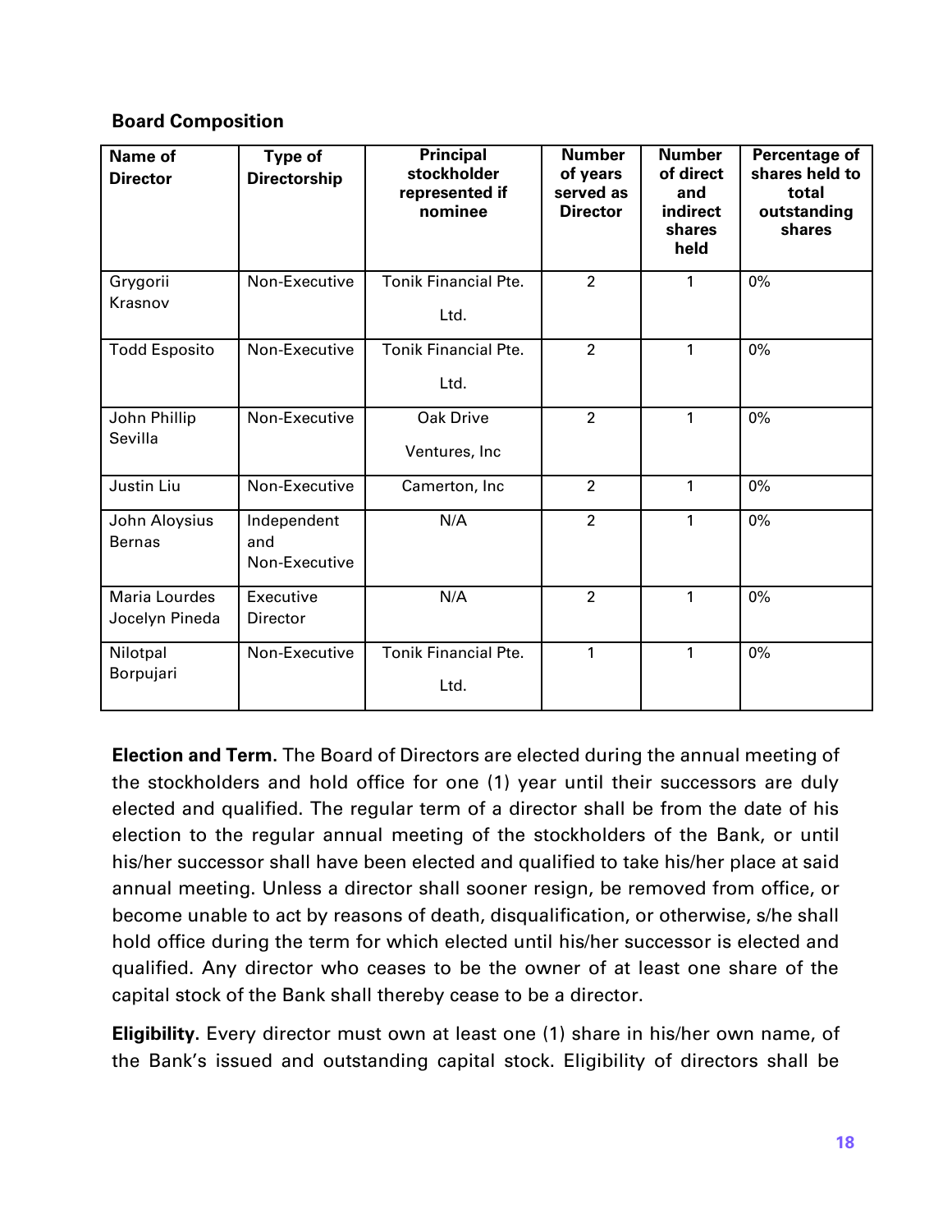**Board Composition**

| Name of Director | Type of Directorship | Principal stockholder represented if nominee | Number of years served as Director | Number of direct and indirect shares held | Percentage of shares held to total outstanding shares |
|---|---|---|---|---|---|
| Grygorii Krasnov | Non-Executive | Tonik Financial Pte. Ltd. | 2 | 1 | 0% |
| Todd Esposito | Non-Executive | Tonik Financial Pte. Ltd. | 2 | 1 | 0% |
| John Phillip Sevilla | Non-Executive | Oak Drive Ventures, Inc | 2 | 1 | 0% |
| Justin Liu | Non-Executive | Camerton, Inc | 2 | 1 | 0% |
| John Aloysius Bernas | Independent and Non-Executive | N/A | 2 | 1 | 0% |
| Maria Lourdes Jocelyn Pineda | Executive Director | N/A | 2 | 1 | 0% |
| Nilotpal Borpujari | Non-Executive | Tonik Financial Pte. Ltd. | 1 | 1 | 0% |

**Election and Term.** The Board of Directors are elected during the annual meeting of the stockholders and hold office for one (1) year until their successors are duly elected and qualified. The regular term of a director shall be from the date of his election to the regular annual meeting of the stockholders of the Bank, or until his/her successor shall have been elected and qualified to take his/her place at said annual meeting. Unless a director shall sooner resign, be removed from office, or become unable to act by reasons of death, disqualification, or otherwise, s/he shall hold office during the term for which elected until his/her successor is elected and qualified. Any director who ceases to be the owner of at least one share of the capital stock of the Bank shall thereby cease to be a director.

**Eligibility.** Every director must own at least one (1) share in his/her own name, of the Bank's issued and outstanding capital stock. Eligibility of directors shall be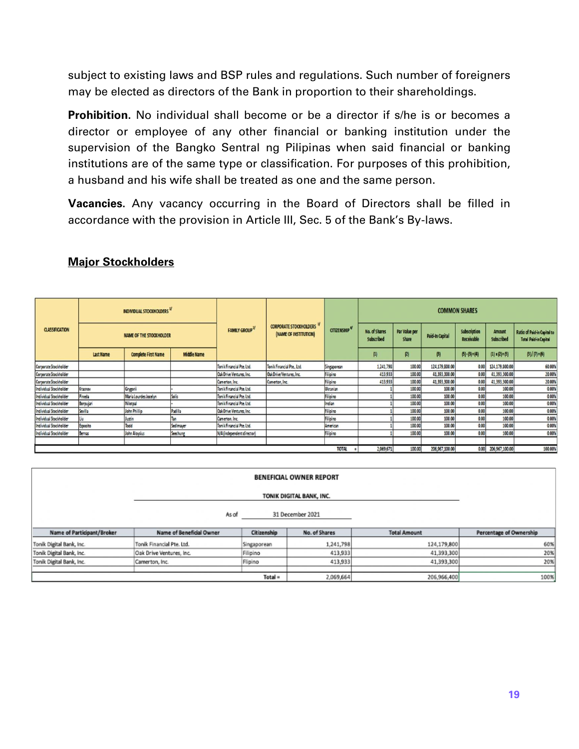subject to existing laws and BSP rules and regulations. Such number of foreigners may be elected as directors of the Bank in proportion to their shareholdings.

**Prohibition.** No individual shall become or be a director if s/he is or becomes a director or employee of any other financial or banking institution under the supervision of the Bangko Sentral ng Pilipinas when said financial or banking institutions are of the same type or classification. For purposes of this prohibition, a husband and his wife shall be treated as one and the same person.

**Vacancies.** Any vacancy occurring in the Board of Directors shall be filled in accordance with the provision in Article III, Sec. 5 of the Bank's By-laws.

## Major Stockholders

| CLASSIFICATION | INDIVIDUAL STOCKHOLDERS [1] | | | FAMILY GROUP [2] | CORPORATE STOCKHOLDERS [3] (NAME OF INSTITUTION) | CITIZENSHIP [4] | COMMON SHARES | | | | | |
|---|---|---|---|---|---|---|---|---|---|---|---|---|
| | NAME OF THE STOCKHOLDER | | | | | | No. of Shares Subscribed | Par Value per Share | Paid-In Capital | Subscription Receivable | Amount Subscribed | Ratio of Paid-in Capital to Total Paid-in Capital |
| | Last Name | Complete First Name | Middle Name | | | | (1) | (2) | (3) | (5)-(3)=(4) | (1) x (2)=(5) | (3)/(7)=(6) |
| Corporate Stockholder | | | | Tonik Financial Pte. Ltd. | Tonik Financial Pte., Ltd. | Singaporean | 1,241,798 | 100.00 | 124,179,800.00 | 0.00 | 124,179,800.00 | 60.00% |
| Corporate Stockholder | | | | Oak Drive Ventures, Inc. | Oak Drive Ventures, Inc. | Filipino | 413,933 | 100.00 | 41,393,300.00 | 0.00 | 41,393,300.00 | 20.00% |
| Corporate Stockholder | | | | Camerton, Inc. | Camerton, Inc. | Filipino | 413,933 | 100.00 | 41,393,300.00 | 0.00 | 41,393,300.00 | 20.00% |
| Individual Stockholder | Krasnov | Grygorii | - | Tonik Financial Pte. Ltd. | | Ukranian | 1 | 100.00 | 100.00 | 0.00 | 100.00 | 0.00% |
| Individual Stockholder | Pineda | Maria Lourdes Jocelyn | Solis | Tonik Financial Pte. Ltd. | | Filipino | 1 | 100.00 | 100.00 | 0.00 | 100.00 | 0.00% |
| Individual Stockholder | Borpujari | Nilotpal | - | Tonik Financial Pte. Ltd. | | Indian | 1 | 100.00 | 100.00 | 0.00 | 100.00 | 0.00% |
| Individual Stockholder | Sevilla | John Phillip | Padilla | Oak Drive Ventures, Inc. | | Filipino | 1 | 100.00 | 100.00 | 0.00 | 100.00 | 0.00% |
| Individual Stockholder | Liu | Justin | Tan | Camerton, Inc. | | Filipino | 1 | 100.00 | 100.00 | 0.00 | 100.00 | 0.00% |
| Individual Stockholder | Esposito | Todd | Sedlmayer | Tonik Financial Pte. Ltd. | | American | 1 | 100.00 | 100.00 | 0.00 | 100.00 | 0.00% |
| Individual Stockholder | Bernas | John Aloysius | Seechung | N/A (independent director) | | Filipino | 1 | 100.00 | 100.00 | 0.00 | 100.00 | 0.00% |
| | | | | | | TOTAL = | 2,069,671 | 100.00 | 206,967,100.00 | 0.00 | 206,967,100.00 | 100.00% |

**BENEFICIAL OWNER REPORT**

**TONIK DIGITAL BANK, INC.**

As of 31 December 2021

| Name of Participant/Broker | Name of Beneficial Owner | Citizenship | No. of Shares | Total Amount | Percentage of Ownership |
|---|---|---|---|---|---|
| Tonik Digital Bank, Inc. | Tonik Financial Pte. Ltd. | Singaporean | 1,241,798 | 124,179,800 | 60% |
| Tonik Digital Bank, Inc. | Oak Drive Ventures, Inc. | Filipino | 413,933 | 41,393,300 | 20% |
| Tonik Digital Bank, Inc. | Camerton, Inc. | Flipino | 413,933 | 41,393,300 | 20% |
| | | Total = | 2,069,664 | 206,966,400 | 100% |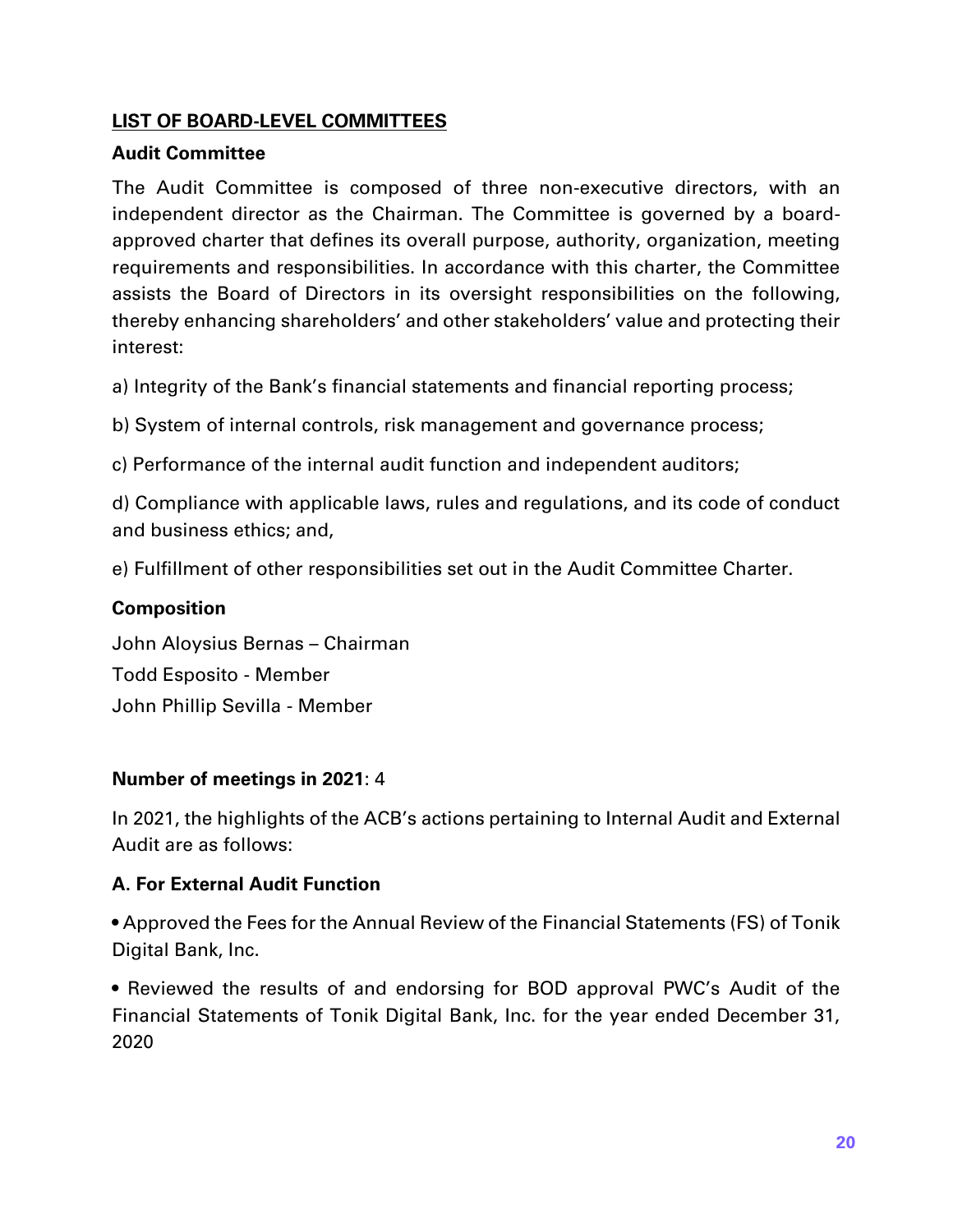## LIST OF BOARD-LEVEL COMMITTEES

### Audit Committee

The Audit Committee is composed of three non-executive directors, with an independent director as the Chairman. The Committee is governed by a board-approved charter that defines its overall purpose, authority, organization, meeting requirements and responsibilities. In accordance with this charter, the Committee assists the Board of Directors in its oversight responsibilities on the following, thereby enhancing shareholders' and other stakeholders' value and protecting their interest:

a) Integrity of the Bank's financial statements and financial reporting process;

b) System of internal controls, risk management and governance process;

c) Performance of the internal audit function and independent auditors;

d) Compliance with applicable laws, rules and regulations, and its code of conduct and business ethics; and,

e) Fulfillment of other responsibilities set out in the Audit Committee Charter.

**Composition**

John Aloysius Bernas – Chairman
Todd Esposito - Member
John Phillip Sevilla - Member

**Number of meetings in 2021**: 4

In 2021, the highlights of the ACB's actions pertaining to Internal Audit and External Audit are as follows:

**A. For External Audit Function**

- Approved the Fees for the Annual Review of the Financial Statements (FS) of Tonik Digital Bank, Inc.
- Reviewed the results of and endorsing for BOD approval PWC's Audit of the Financial Statements of Tonik Digital Bank, Inc. for the year ended December 31, 2020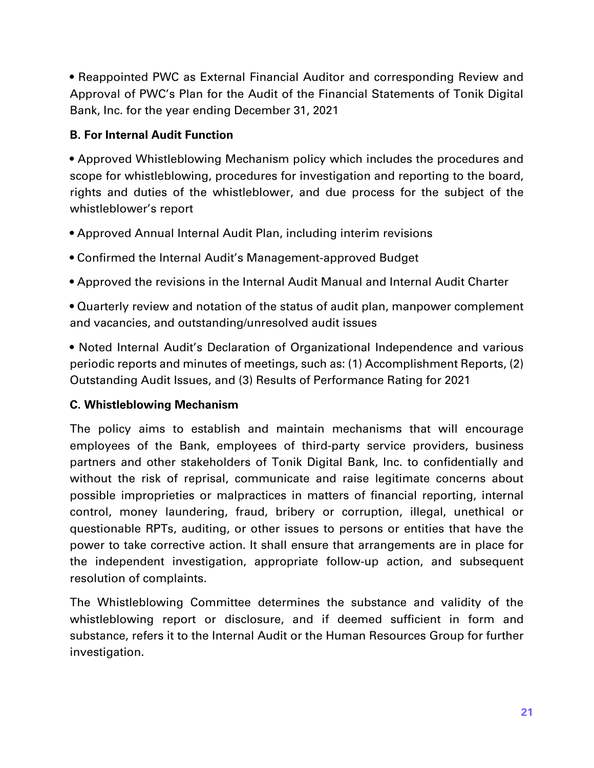- Reappointed PWC as External Financial Auditor and corresponding Review and Approval of PWC's Plan for the Audit of the Financial Statements of Tonik Digital Bank, Inc. for the year ending December 31, 2021

**B. For Internal Audit Function**

- Approved Whistleblowing Mechanism policy which includes the procedures and scope for whistleblowing, procedures for investigation and reporting to the board, rights and duties of the whistleblower, and due process for the subject of the whistleblower's report
- Approved Annual Internal Audit Plan, including interim revisions
- Confirmed the Internal Audit's Management-approved Budget
- Approved the revisions in the Internal Audit Manual and Internal Audit Charter
- Quarterly review and notation of the status of audit plan, manpower complement and vacancies, and outstanding/unresolved audit issues
- Noted Internal Audit's Declaration of Organizational Independence and various periodic reports and minutes of meetings, such as: (1) Accomplishment Reports, (2) Outstanding Audit Issues, and (3) Results of Performance Rating for 2021

**C. Whistleblowing Mechanism**

The policy aims to establish and maintain mechanisms that will encourage employees of the Bank, employees of third-party service providers, business partners and other stakeholders of Tonik Digital Bank, Inc. to confidentially and without the risk of reprisal, communicate and raise legitimate concerns about possible improprieties or malpractices in matters of financial reporting, internal control, money laundering, fraud, bribery or corruption, illegal, unethical or questionable RPTs, auditing, or other issues to persons or entities that have the power to take corrective action. It shall ensure that arrangements are in place for the independent investigation, appropriate follow-up action, and subsequent resolution of complaints.

The Whistleblowing Committee determines the substance and validity of the whistleblowing report or disclosure, and if deemed sufficient in form and substance, refers it to the Internal Audit or the Human Resources Group for further investigation.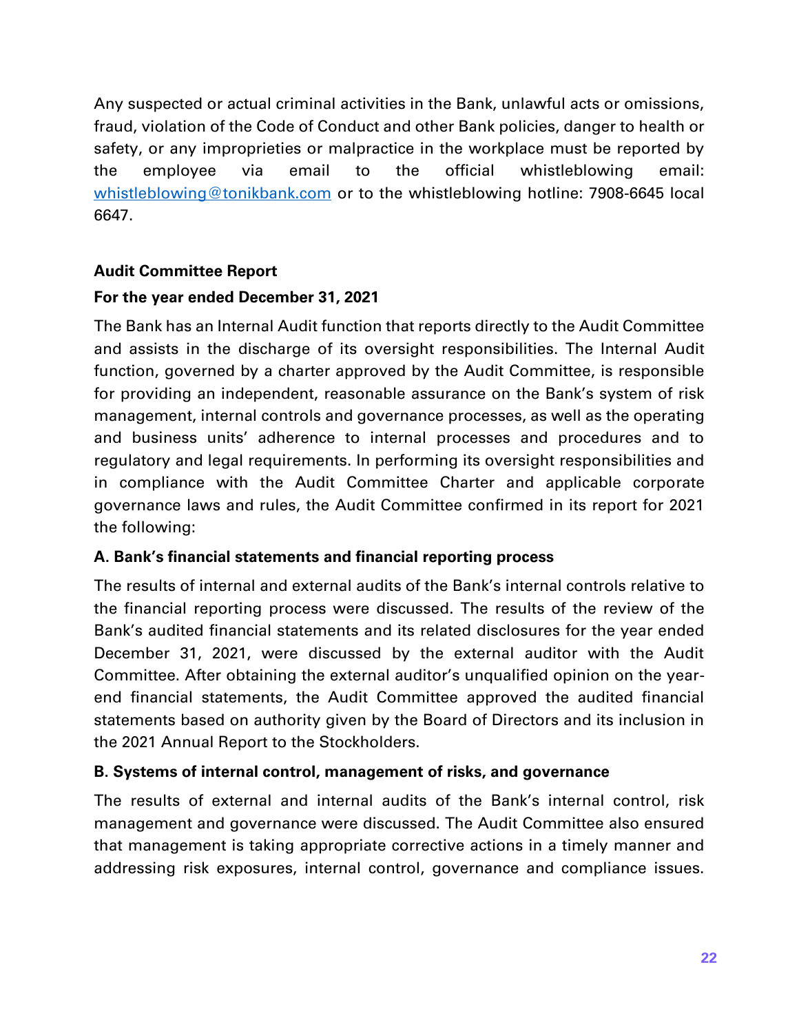Any suspected or actual criminal activities in the Bank, unlawful acts or omissions, fraud, violation of the Code of Conduct and other Bank policies, danger to health or safety, or any improprieties or malpractice in the workplace must be reported by the employee via email to the official whistleblowing email: whistleblowing@tonikbank.com or to the whistleblowing hotline: 7908-6645 local 6647.

**Audit Committee Report**

**For the year ended December 31, 2021**

The Bank has an Internal Audit function that reports directly to the Audit Committee and assists in the discharge of its oversight responsibilities. The Internal Audit function, governed by a charter approved by the Audit Committee, is responsible for providing an independent, reasonable assurance on the Bank's system of risk management, internal controls and governance processes, as well as the operating and business units' adherence to internal processes and procedures and to regulatory and legal requirements. In performing its oversight responsibilities and in compliance with the Audit Committee Charter and applicable corporate governance laws and rules, the Audit Committee confirmed in its report for 2021 the following:

**A. Bank's financial statements and financial reporting process**

The results of internal and external audits of the Bank's internal controls relative to the financial reporting process were discussed. The results of the review of the Bank's audited financial statements and its related disclosures for the year ended December 31, 2021, were discussed by the external auditor with the Audit Committee. After obtaining the external auditor's unqualified opinion on the year-end financial statements, the Audit Committee approved the audited financial statements based on authority given by the Board of Directors and its inclusion in the 2021 Annual Report to the Stockholders.

**B. Systems of internal control, management of risks, and governance**

The results of external and internal audits of the Bank's internal control, risk management and governance were discussed. The Audit Committee also ensured that management is taking appropriate corrective actions in a timely manner and addressing risk exposures, internal control, governance and compliance issues.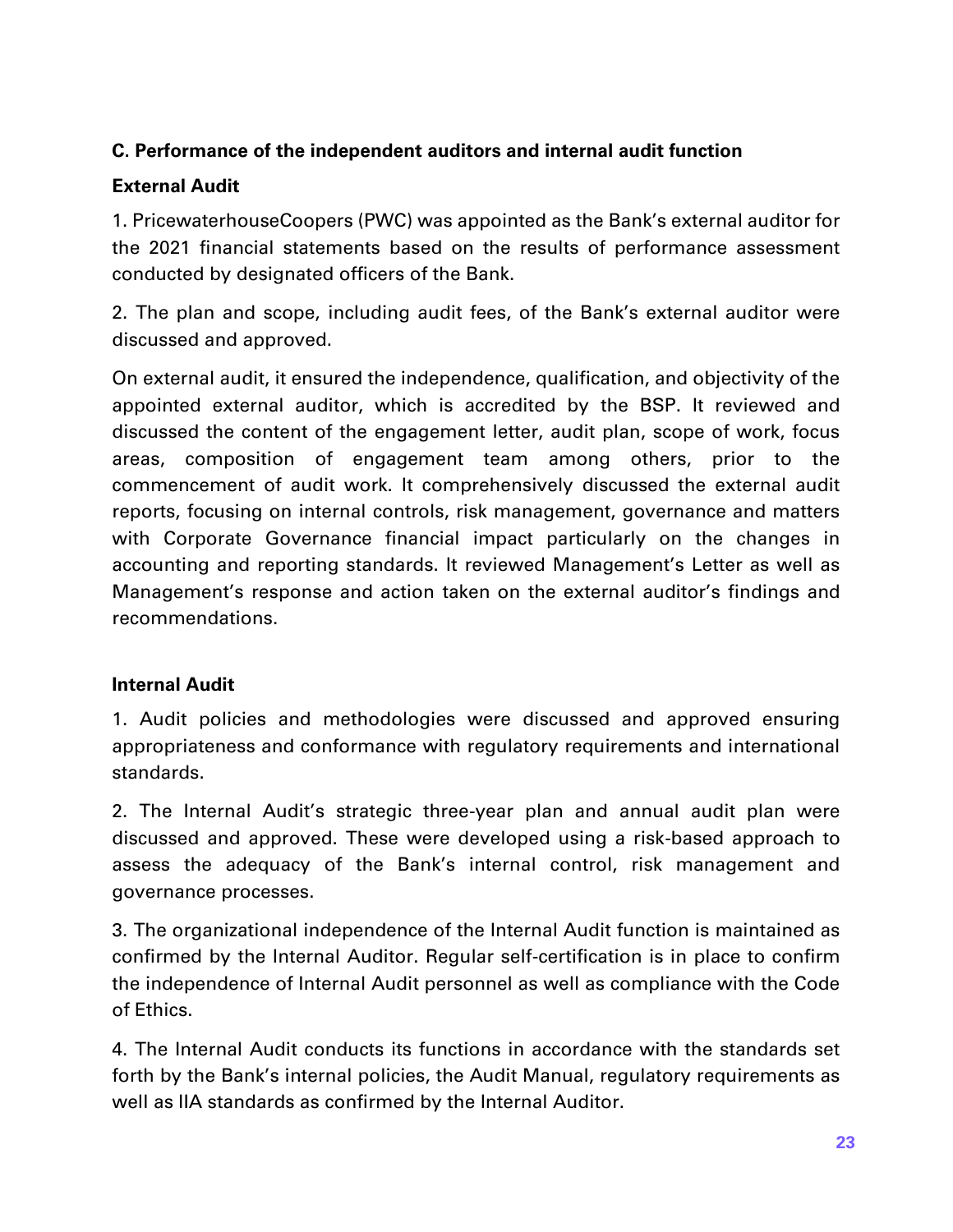### C. Performance of the independent auditors and internal audit function

#### External Audit

1. PricewaterhouseCoopers (PWC) was appointed as the Bank's external auditor for the 2021 financial statements based on the results of performance assessment conducted by designated officers of the Bank.

2. The plan and scope, including audit fees, of the Bank's external auditor were discussed and approved.

On external audit, it ensured the independence, qualification, and objectivity of the appointed external auditor, which is accredited by the BSP. It reviewed and discussed the content of the engagement letter, audit plan, scope of work, focus areas, composition of engagement team among others, prior to the commencement of audit work. It comprehensively discussed the external audit reports, focusing on internal controls, risk management, governance and matters with Corporate Governance financial impact particularly on the changes in accounting and reporting standards. It reviewed Management's Letter as well as Management's response and action taken on the external auditor's findings and recommendations.

#### Internal Audit

1. Audit policies and methodologies were discussed and approved ensuring appropriateness and conformance with regulatory requirements and international standards.

2. The Internal Audit's strategic three-year plan and annual audit plan were discussed and approved. These were developed using a risk-based approach to assess the adequacy of the Bank's internal control, risk management and governance processes.

3. The organizational independence of the Internal Audit function is maintained as confirmed by the Internal Auditor. Regular self-certification is in place to confirm the independence of Internal Audit personnel as well as compliance with the Code of Ethics.

4. The Internal Audit conducts its functions in accordance with the standards set forth by the Bank's internal policies, the Audit Manual, regulatory requirements as well as IIA standards as confirmed by the Internal Auditor.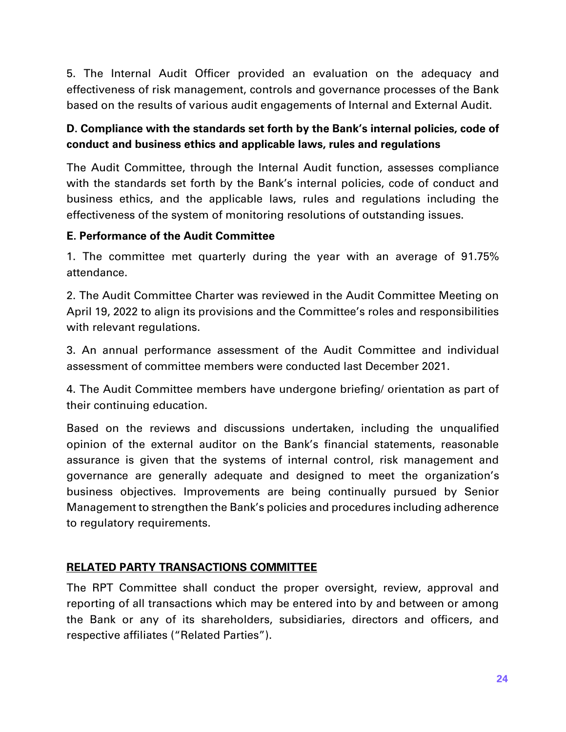5. The Internal Audit Officer provided an evaluation on the adequacy and effectiveness of risk management, controls and governance processes of the Bank based on the results of various audit engagements of Internal and External Audit.

**D. Compliance with the standards set forth by the Bank's internal policies, code of conduct and business ethics and applicable laws, rules and regulations**

The Audit Committee, through the Internal Audit function, assesses compliance with the standards set forth by the Bank's internal policies, code of conduct and business ethics, and the applicable laws, rules and regulations including the effectiveness of the system of monitoring resolutions of outstanding issues.

**E. Performance of the Audit Committee**

1. The committee met quarterly during the year with an average of 91.75% attendance.

2. The Audit Committee Charter was reviewed in the Audit Committee Meeting on April 19, 2022 to align its provisions and the Committee's roles and responsibilities with relevant regulations.

3. An annual performance assessment of the Audit Committee and individual assessment of committee members were conducted last December 2021.

4. The Audit Committee members have undergone briefing/ orientation as part of their continuing education.

Based on the reviews and discussions undertaken, including the unqualified opinion of the external auditor on the Bank's financial statements, reasonable assurance is given that the systems of internal control, risk management and governance are generally adequate and designed to meet the organization's business objectives. Improvements are being continually pursued by Senior Management to strengthen the Bank's policies and procedures including adherence to regulatory requirements.

## RELATED PARTY TRANSACTIONS COMMITTEE

The RPT Committee shall conduct the proper oversight, review, approval and reporting of all transactions which may be entered into by and between or among the Bank or any of its shareholders, subsidiaries, directors and officers, and respective affiliates ("Related Parties").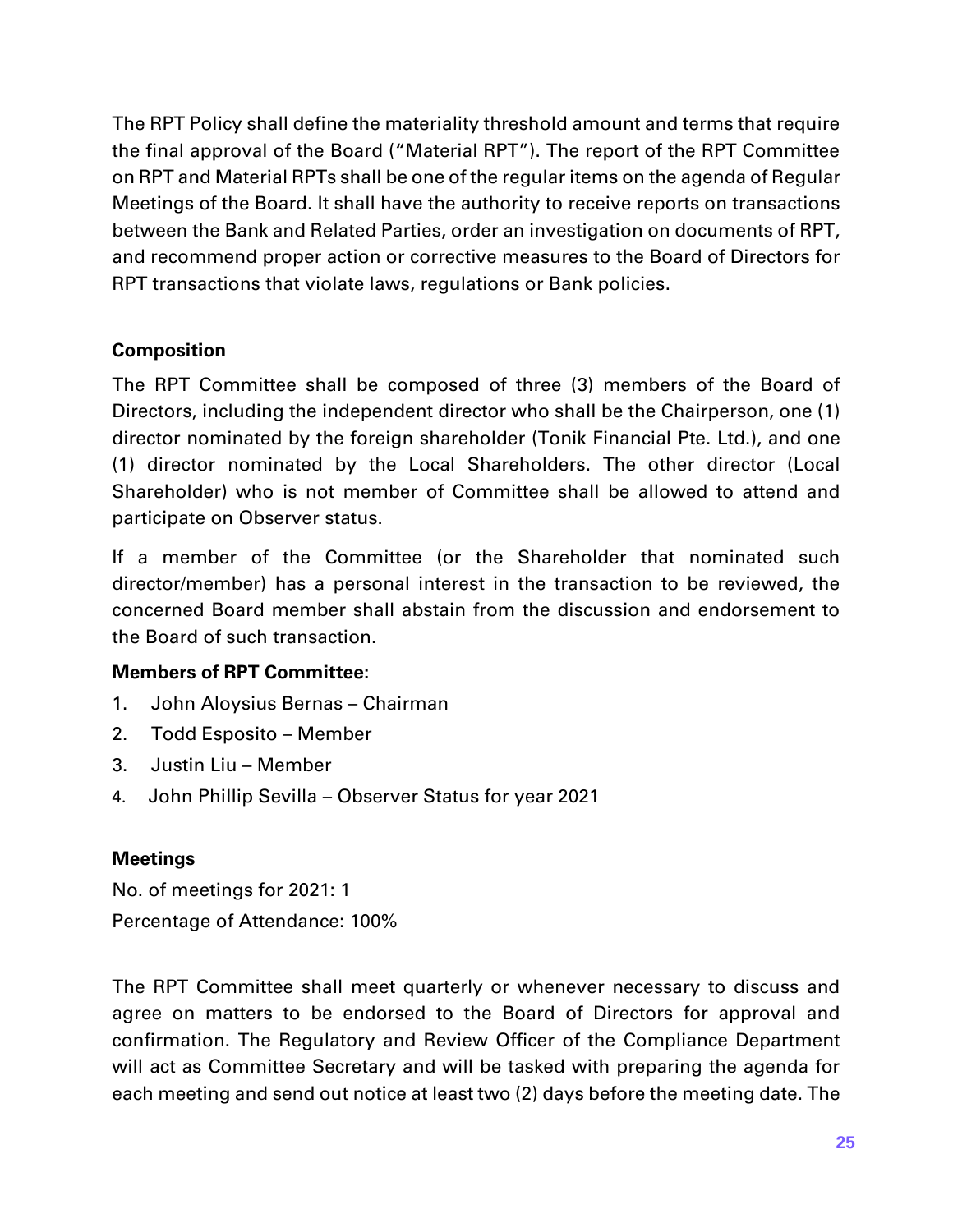The RPT Policy shall define the materiality threshold amount and terms that require the final approval of the Board ("Material RPT"). The report of the RPT Committee on RPT and Material RPTs shall be one of the regular items on the agenda of Regular Meetings of the Board. It shall have the authority to receive reports on transactions between the Bank and Related Parties, order an investigation on documents of RPT, and recommend proper action or corrective measures to the Board of Directors for RPT transactions that violate laws, regulations or Bank policies.

**Composition**

The RPT Committee shall be composed of three (3) members of the Board of Directors, including the independent director who shall be the Chairperson, one (1) director nominated by the foreign shareholder (Tonik Financial Pte. Ltd.), and one (1) director nominated by the Local Shareholders. The other director (Local Shareholder) who is not member of Committee shall be allowed to attend and participate on Observer status.

If a member of the Committee (or the Shareholder that nominated such director/member) has a personal interest in the transaction to be reviewed, the concerned Board member shall abstain from the discussion and endorsement to the Board of such transaction.

**Members of RPT Committee:**

1. John Aloysius Bernas – Chairman
2. Todd Esposito – Member
3. Justin Liu – Member
4. John Phillip Sevilla – Observer Status for year 2021

**Meetings**

No. of meetings for 2021: 1
Percentage of Attendance: 100%

The RPT Committee shall meet quarterly or whenever necessary to discuss and agree on matters to be endorsed to the Board of Directors for approval and confirmation. The Regulatory and Review Officer of the Compliance Department will act as Committee Secretary and will be tasked with preparing the agenda for each meeting and send out notice at least two (2) days before the meeting date. The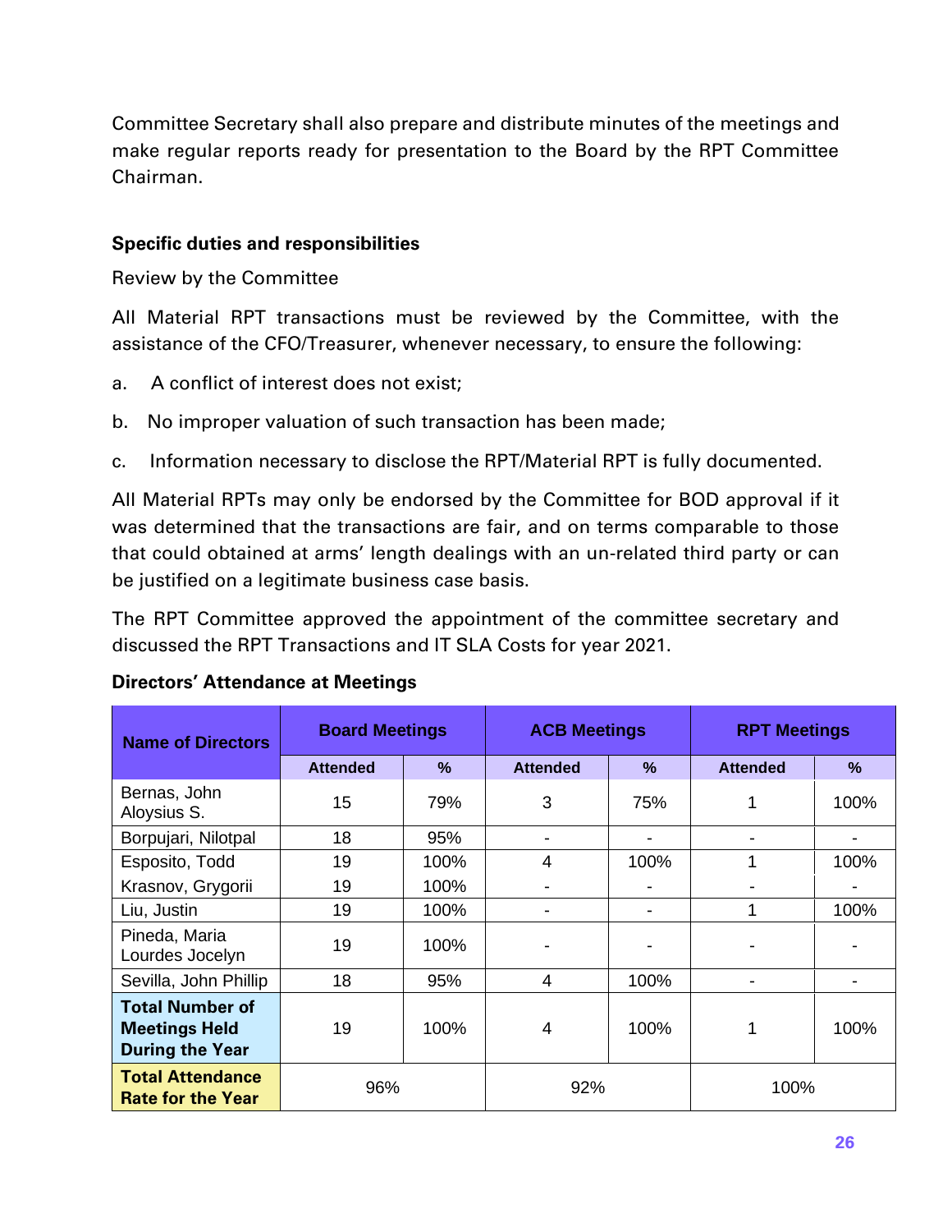Committee Secretary shall also prepare and distribute minutes of the meetings and make regular reports ready for presentation to the Board by the RPT Committee Chairman.

**Specific duties and responsibilities**

Review by the Committee

All Material RPT transactions must be reviewed by the Committee, with the assistance of the CFO/Treasurer, whenever necessary, to ensure the following:

a. A conflict of interest does not exist;

b. No improper valuation of such transaction has been made;

c. Information necessary to disclose the RPT/Material RPT is fully documented.

All Material RPTs may only be endorsed by the Committee for BOD approval if it was determined that the transactions are fair, and on terms comparable to those that could obtained at arms' length dealings with an un-related third party or can be justified on a legitimate business case basis.

The RPT Committee approved the appointment of the committee secretary and discussed the RPT Transactions and IT SLA Costs for year 2021.

**Directors' Attendance at Meetings**

| Name of Directors | Board Meetings | | ACB Meetings | | RPT Meetings | |
|---|---|---|---|---|---|---|
| | Attended | % | Attended | % | Attended | % |
| Bernas, John Aloysius S. | 15 | 79% | 3 | 75% | 1 | 100% |
| Borpujari, Nilotpal | 18 | 95% | - | - | - | - |
| Esposito, Todd | 19 | 100% | 4 | 100% | 1 | 100% |
| Krasnov, Grygorii | 19 | 100% | - | - | - | - |
| Liu, Justin | 19 | 100% | - | - | 1 | 100% |
| Pineda, Maria Lourdes Jocelyn | 19 | 100% | - | - | - | - |
| Sevilla, John Phillip | 18 | 95% | 4 | 100% | - | - |
| **Total Number of Meetings Held During the Year** | 19 | 100% | 4 | 100% | 1 | 100% |
| **Total Attendance Rate for the Year** | 96% | | 92% | | 100% | |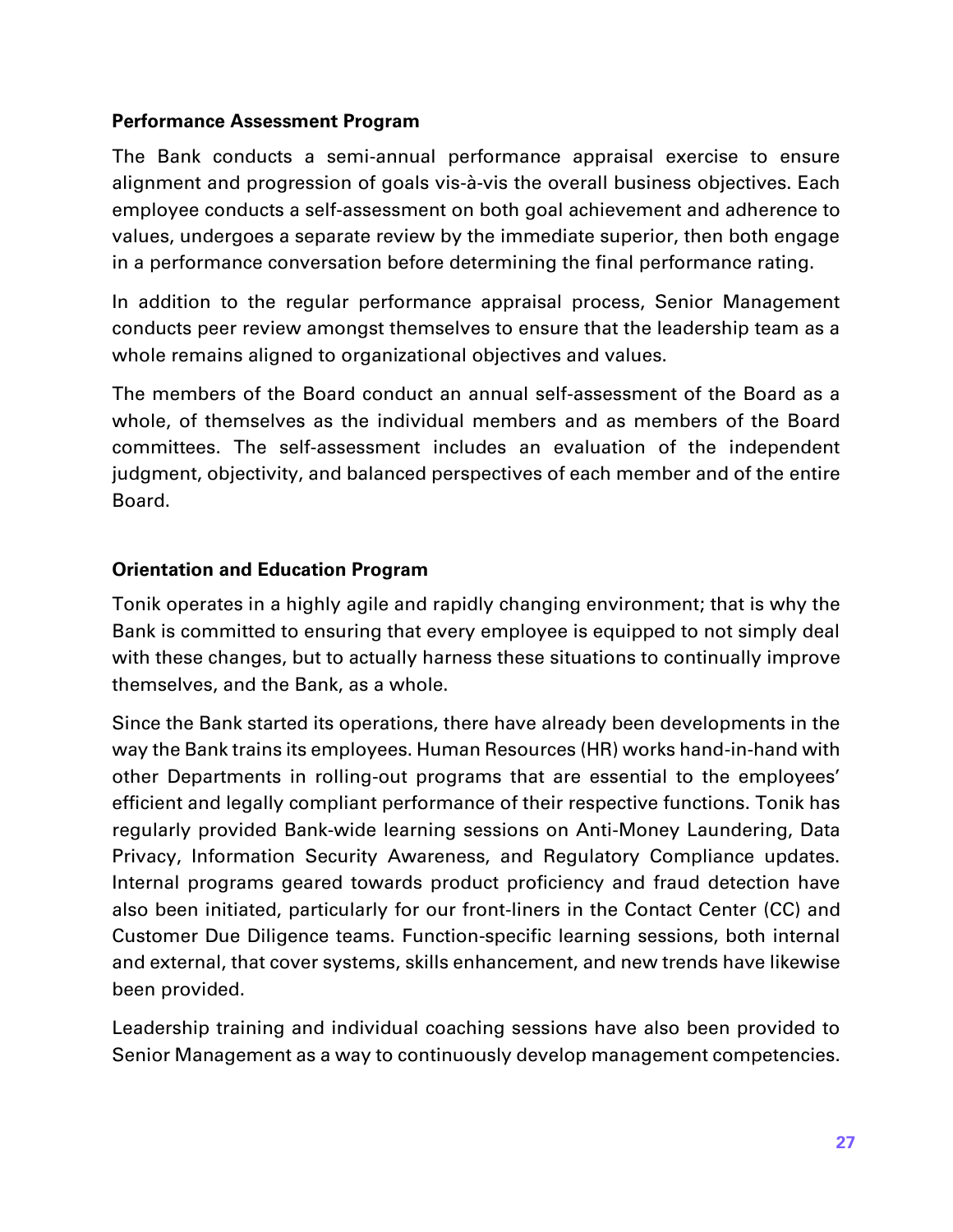**Performance Assessment Program**

The Bank conducts a semi-annual performance appraisal exercise to ensure alignment and progression of goals vis-à-vis the overall business objectives. Each employee conducts a self-assessment on both goal achievement and adherence to values, undergoes a separate review by the immediate superior, then both engage in a performance conversation before determining the final performance rating.

In addition to the regular performance appraisal process, Senior Management conducts peer review amongst themselves to ensure that the leadership team as a whole remains aligned to organizational objectives and values.

The members of the Board conduct an annual self-assessment of the Board as a whole, of themselves as the individual members and as members of the Board committees. The self-assessment includes an evaluation of the independent judgment, objectivity, and balanced perspectives of each member and of the entire Board.

**Orientation and Education Program**

Tonik operates in a highly agile and rapidly changing environment; that is why the Bank is committed to ensuring that every employee is equipped to not simply deal with these changes, but to actually harness these situations to continually improve themselves, and the Bank, as a whole.

Since the Bank started its operations, there have already been developments in the way the Bank trains its employees. Human Resources (HR) works hand-in-hand with other Departments in rolling-out programs that are essential to the employees' efficient and legally compliant performance of their respective functions. Tonik has regularly provided Bank-wide learning sessions on Anti-Money Laundering, Data Privacy, Information Security Awareness, and Regulatory Compliance updates. Internal programs geared towards product proficiency and fraud detection have also been initiated, particularly for our front-liners in the Contact Center (CC) and Customer Due Diligence teams. Function-specific learning sessions, both internal and external, that cover systems, skills enhancement, and new trends have likewise been provided.

Leadership training and individual coaching sessions have also been provided to Senior Management as a way to continuously develop management competencies.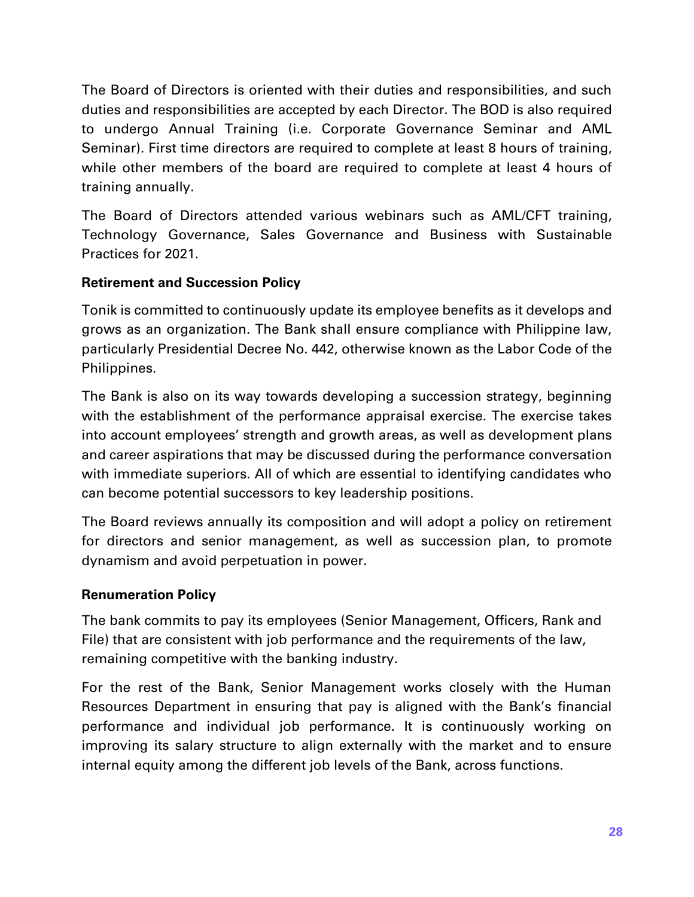The Board of Directors is oriented with their duties and responsibilities, and such duties and responsibilities are accepted by each Director. The BOD is also required to undergo Annual Training (i.e. Corporate Governance Seminar and AML Seminar). First time directors are required to complete at least 8 hours of training, while other members of the board are required to complete at least 4 hours of training annually.

The Board of Directors attended various webinars such as AML/CFT training, Technology Governance, Sales Governance and Business with Sustainable Practices for 2021.

**Retirement and Succession Policy**

Tonik is committed to continuously update its employee benefits as it develops and grows as an organization. The Bank shall ensure compliance with Philippine law, particularly Presidential Decree No. 442, otherwise known as the Labor Code of the Philippines.

The Bank is also on its way towards developing a succession strategy, beginning with the establishment of the performance appraisal exercise. The exercise takes into account employees' strength and growth areas, as well as development plans and career aspirations that may be discussed during the performance conversation with immediate superiors. All of which are essential to identifying candidates who can become potential successors to key leadership positions.

The Board reviews annually its composition and will adopt a policy on retirement for directors and senior management, as well as succession plan, to promote dynamism and avoid perpetuation in power.

**Renumeration Policy**

The bank commits to pay its employees (Senior Management, Officers, Rank and File) that are consistent with job performance and the requirements of the law, remaining competitive with the banking industry.

For the rest of the Bank, Senior Management works closely with the Human Resources Department in ensuring that pay is aligned with the Bank's financial performance and individual job performance. It is continuously working on improving its salary structure to align externally with the market and to ensure internal equity among the different job levels of the Bank, across functions.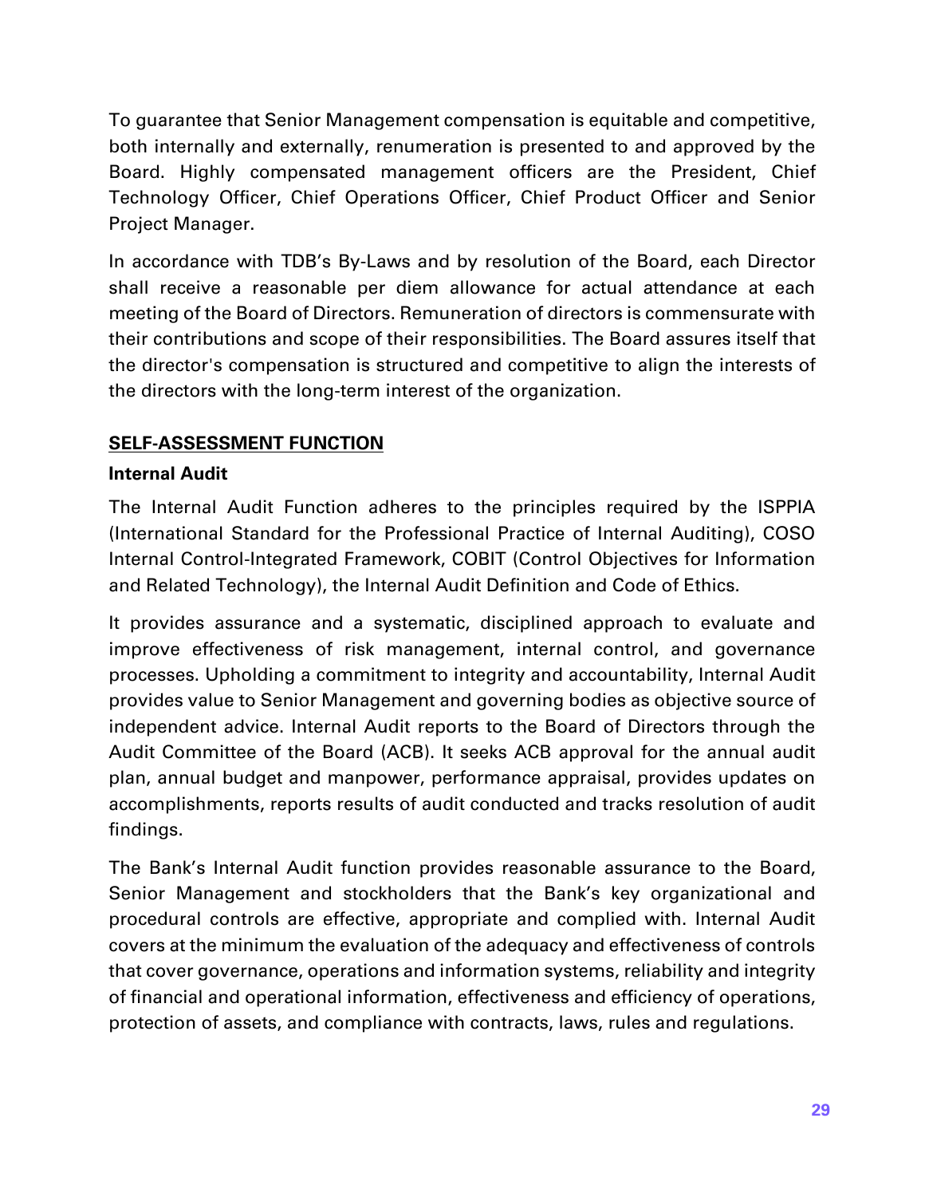To guarantee that Senior Management compensation is equitable and competitive, both internally and externally, renumeration is presented to and approved by the Board. Highly compensated management officers are the President, Chief Technology Officer, Chief Operations Officer, Chief Product Officer and Senior Project Manager.

In accordance with TDB's By-Laws and by resolution of the Board, each Director shall receive a reasonable per diem allowance for actual attendance at each meeting of the Board of Directors. Remuneration of directors is commensurate with their contributions and scope of their responsibilities. The Board assures itself that the director's compensation is structured and competitive to align the interests of the directors with the long-term interest of the organization.

## SELF-ASSESSMENT FUNCTION

### Internal Audit

The Internal Audit Function adheres to the principles required by the ISPPIA (International Standard for the Professional Practice of Internal Auditing), COSO Internal Control-Integrated Framework, COBIT (Control Objectives for Information and Related Technology), the Internal Audit Definition and Code of Ethics.

It provides assurance and a systematic, disciplined approach to evaluate and improve effectiveness of risk management, internal control, and governance processes. Upholding a commitment to integrity and accountability, Internal Audit provides value to Senior Management and governing bodies as objective source of independent advice. Internal Audit reports to the Board of Directors through the Audit Committee of the Board (ACB). It seeks ACB approval for the annual audit plan, annual budget and manpower, performance appraisal, provides updates on accomplishments, reports results of audit conducted and tracks resolution of audit findings.

The Bank's Internal Audit function provides reasonable assurance to the Board, Senior Management and stockholders that the Bank's key organizational and procedural controls are effective, appropriate and complied with. Internal Audit covers at the minimum the evaluation of the adequacy and effectiveness of controls that cover governance, operations and information systems, reliability and integrity of financial and operational information, effectiveness and efficiency of operations, protection of assets, and compliance with contracts, laws, rules and regulations.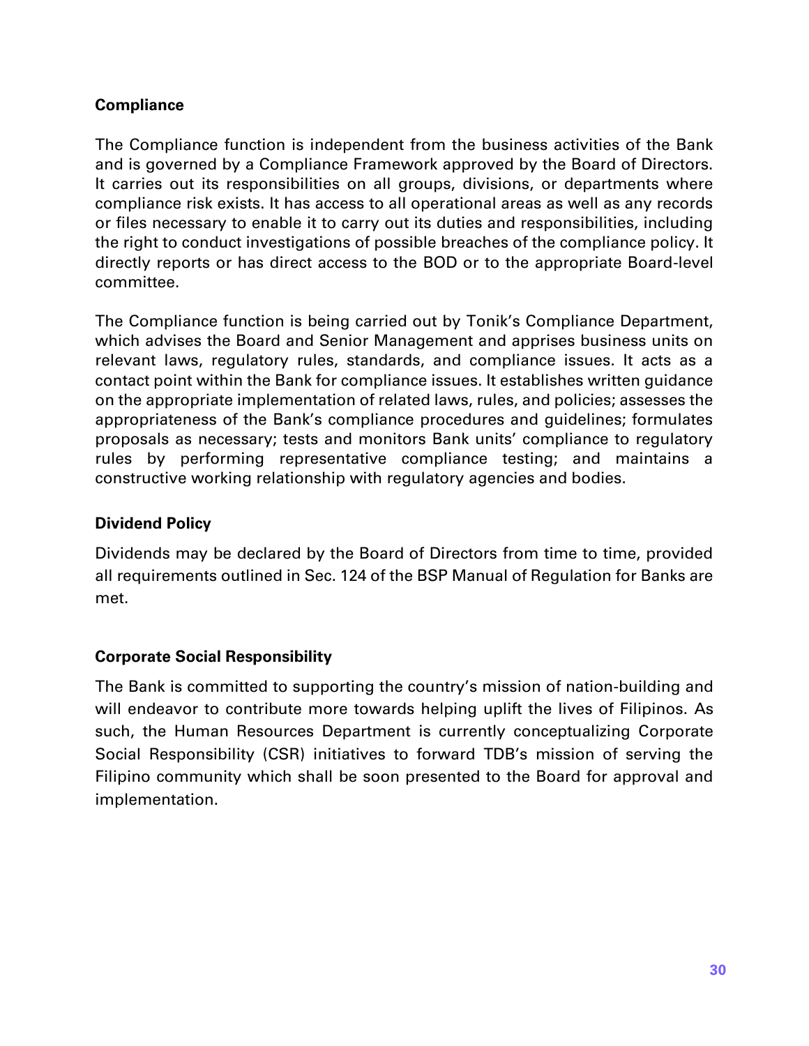**Compliance**

The Compliance function is independent from the business activities of the Bank and is governed by a Compliance Framework approved by the Board of Directors. It carries out its responsibilities on all groups, divisions, or departments where compliance risk exists. It has access to all operational areas as well as any records or files necessary to enable it to carry out its duties and responsibilities, including the right to conduct investigations of possible breaches of the compliance policy. It directly reports or has direct access to the BOD or to the appropriate Board-level committee.

The Compliance function is being carried out by Tonik's Compliance Department, which advises the Board and Senior Management and apprises business units on relevant laws, regulatory rules, standards, and compliance issues. It acts as a contact point within the Bank for compliance issues. It establishes written guidance on the appropriate implementation of related laws, rules, and policies; assesses the appropriateness of the Bank's compliance procedures and guidelines; formulates proposals as necessary; tests and monitors Bank units' compliance to regulatory rules by performing representative compliance testing; and maintains a constructive working relationship with regulatory agencies and bodies.

**Dividend Policy**

Dividends may be declared by the Board of Directors from time to time, provided all requirements outlined in Sec. 124 of the BSP Manual of Regulation for Banks are met.

**Corporate Social Responsibility**

The Bank is committed to supporting the country's mission of nation-building and will endeavor to contribute more towards helping uplift the lives of Filipinos. As such, the Human Resources Department is currently conceptualizing Corporate Social Responsibility (CSR) initiatives to forward TDB's mission of serving the Filipino community which shall be soon presented to the Board for approval and implementation.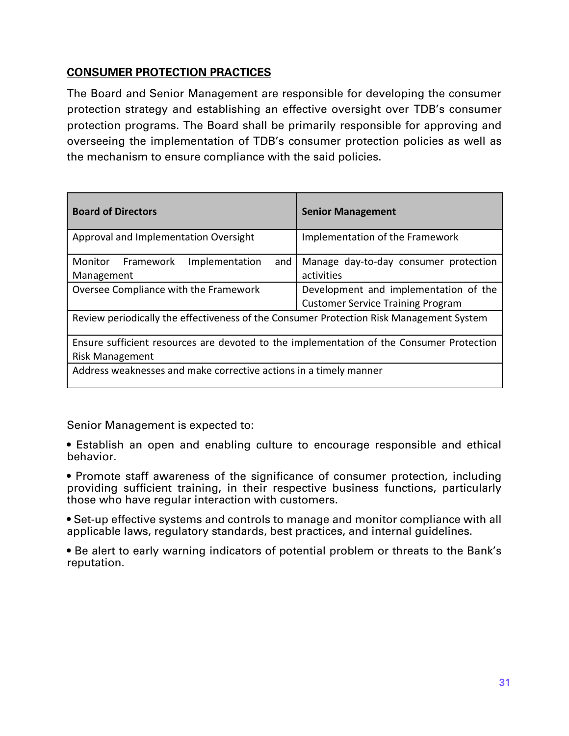## CONSUMER PROTECTION PRACTICES

The Board and Senior Management are responsible for developing the consumer protection strategy and establishing an effective oversight over TDB's consumer protection programs. The Board shall be primarily responsible for approving and overseeing the implementation of TDB's consumer protection policies as well as the mechanism to ensure compliance with the said policies.

| Board of Directors | Senior Management |
| --- | --- |
| Approval and Implementation Oversight | Implementation of the Framework |
| Monitor Framework Implementation and Management | Manage day-to-day consumer protection activities |
| Oversee Compliance with the Framework | Development and implementation of the Customer Service Training Program |
| Review periodically the effectiveness of the Consumer Protection Risk Management System | |
| Ensure sufficient resources are devoted to the implementation of the Consumer Protection Risk Management | |
| Address weaknesses and make corrective actions in a timely manner | |

Senior Management is expected to:

- Establish an open and enabling culture to encourage responsible and ethical behavior.
- Promote staff awareness of the significance of consumer protection, including providing sufficient training, in their respective business functions, particularly those who have regular interaction with customers.
- Set-up effective systems and controls to manage and monitor compliance with all applicable laws, regulatory standards, best practices, and internal guidelines.
- Be alert to early warning indicators of potential problem or threats to the Bank's reputation.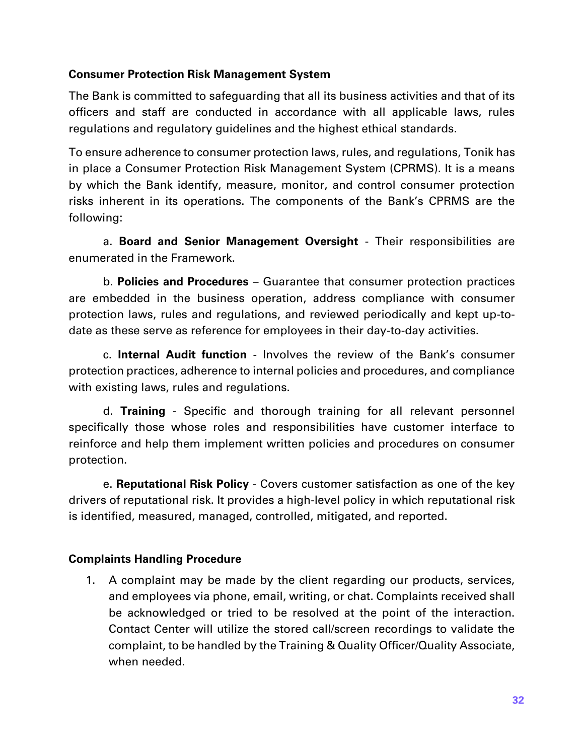**Consumer Protection Risk Management System**

The Bank is committed to safeguarding that all its business activities and that of its officers and staff are conducted in accordance with all applicable laws, rules regulations and regulatory guidelines and the highest ethical standards.

To ensure adherence to consumer protection laws, rules, and regulations, Tonik has in place a Consumer Protection Risk Management System (CPRMS). It is a means by which the Bank identify, measure, monitor, and control consumer protection risks inherent in its operations. The components of the Bank's CPRMS are the following:

a. **Board and Senior Management Oversight** - Their responsibilities are enumerated in the Framework.

b. **Policies and Procedures** – Guarantee that consumer protection practices are embedded in the business operation, address compliance with consumer protection laws, rules and regulations, and reviewed periodically and kept up-to-date as these serve as reference for employees in their day-to-day activities.

c. **Internal Audit function** - Involves the review of the Bank's consumer protection practices, adherence to internal policies and procedures, and compliance with existing laws, rules and regulations.

d. **Training** - Specific and thorough training for all relevant personnel specifically those whose roles and responsibilities have customer interface to reinforce and help them implement written policies and procedures on consumer protection.

e. **Reputational Risk Policy** - Covers customer satisfaction as one of the key drivers of reputational risk. It provides a high-level policy in which reputational risk is identified, measured, managed, controlled, mitigated, and reported.

**Complaints Handling Procedure**

1. A complaint may be made by the client regarding our products, services, and employees via phone, email, writing, or chat. Complaints received shall be acknowledged or tried to be resolved at the point of the interaction. Contact Center will utilize the stored call/screen recordings to validate the complaint, to be handled by the Training & Quality Officer/Quality Associate, when needed.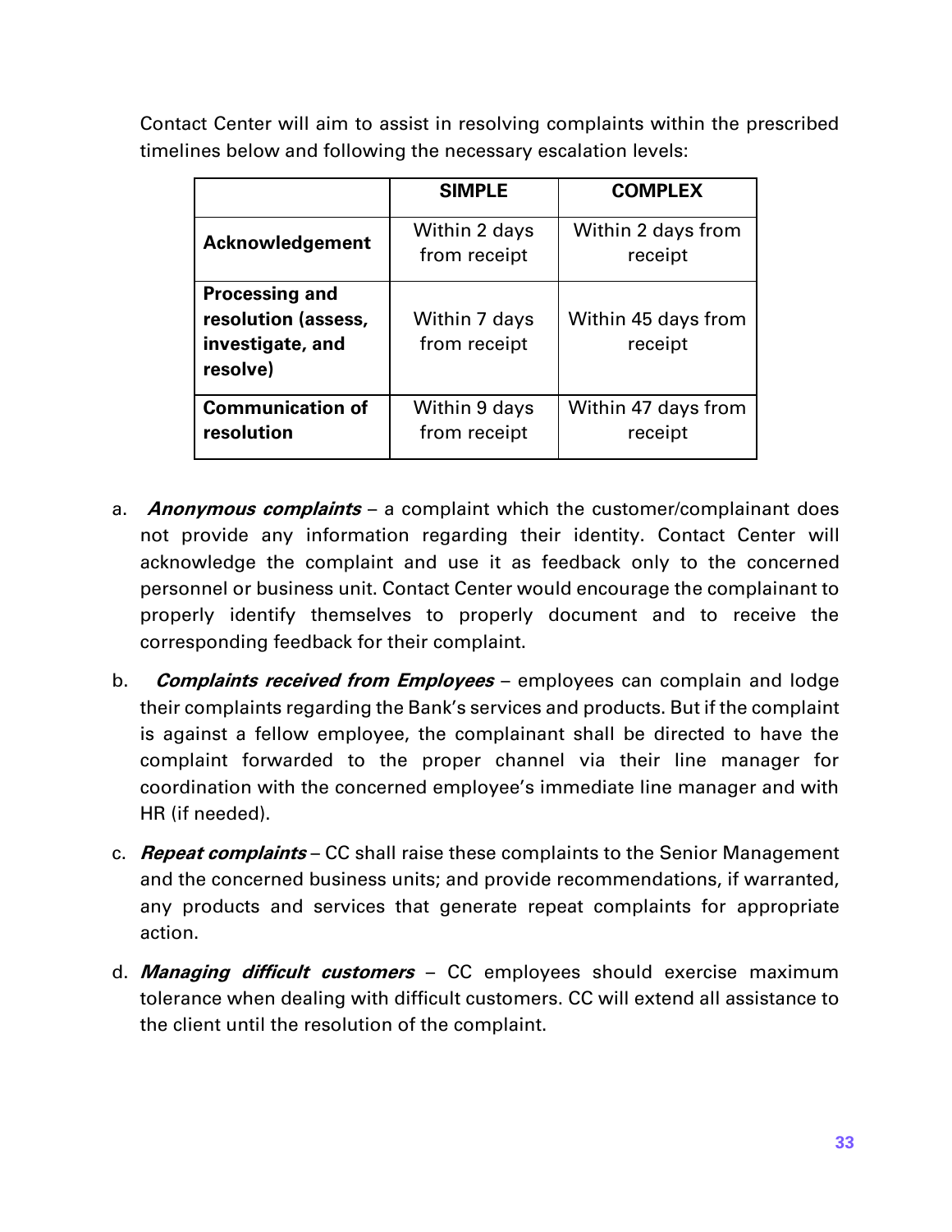Contact Center will aim to assist in resolving complaints within the prescribed timelines below and following the necessary escalation levels:

| | **SIMPLE** | **COMPLEX** |
|---|---|---|
| **Acknowledgement** | Within 2 days from receipt | Within 2 days from receipt |
| **Processing and resolution (assess, investigate, and resolve)** | Within 7 days from receipt | Within 45 days from receipt |
| **Communication of resolution** | Within 9 days from receipt | Within 47 days from receipt |

a. ***Anonymous complaints*** – a complaint which the customer/complainant does not provide any information regarding their identity. Contact Center will acknowledge the complaint and use it as feedback only to the concerned personnel or business unit. Contact Center would encourage the complainant to properly identify themselves to properly document and to receive the corresponding feedback for their complaint.

b. ***Complaints received from Employees*** – employees can complain and lodge their complaints regarding the Bank's services and products. But if the complaint is against a fellow employee, the complainant shall be directed to have the complaint forwarded to the proper channel via their line manager for coordination with the concerned employee's immediate line manager and with HR (if needed).

c. ***Repeat complaints*** – CC shall raise these complaints to the Senior Management and the concerned business units; and provide recommendations, if warranted, any products and services that generate repeat complaints for appropriate action.

d. ***Managing difficult customers*** – CC employees should exercise maximum tolerance when dealing with difficult customers. CC will extend all assistance to the client until the resolution of the complaint.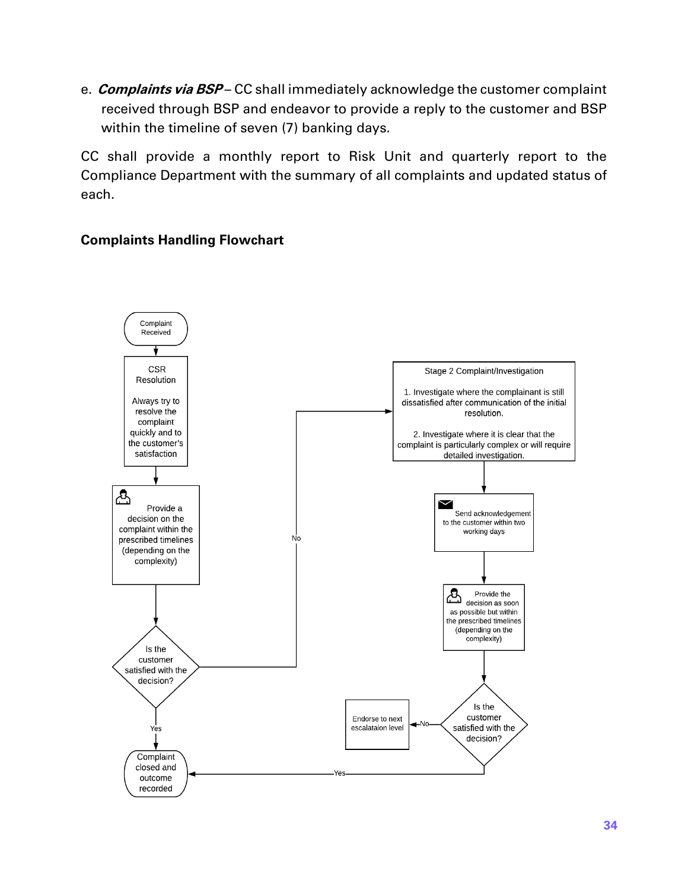e. ***Complaints via BSP*** – CC shall immediately acknowledge the customer complaint received through BSP and endeavor to provide a reply to the customer and BSP within the timeline of seven (7) banking days.

CC shall provide a monthly report to Risk Unit and quarterly report to the Compliance Department with the summary of all complaints and updated status of each.

**Complaints Handling Flowchart**

Complaint Received

CSR Resolution

Always try to resolve the complaint quickly and to the customer's satisfaction

Provide a decision on the complaint within the prescribed timelines (depending on the complexity)

Is the customer satisfied with the decision?

Yes

No

Complaint closed and outcome recorded

Stage 2 Complaint/Investigation

1. Investigate where the complainant is still dissatisfied after communication of the initial resolution.

2. Investigate where it is clear that the complaint is particularly complex or will require detailed investigation.

Send acknowledgement to the customer within two working days

Provide the decision as soon as possible but within the prescribed timelines (depending on the complexity)

Is the customer satisfied with the decision?

No

Endorse to next escalataion level

Yes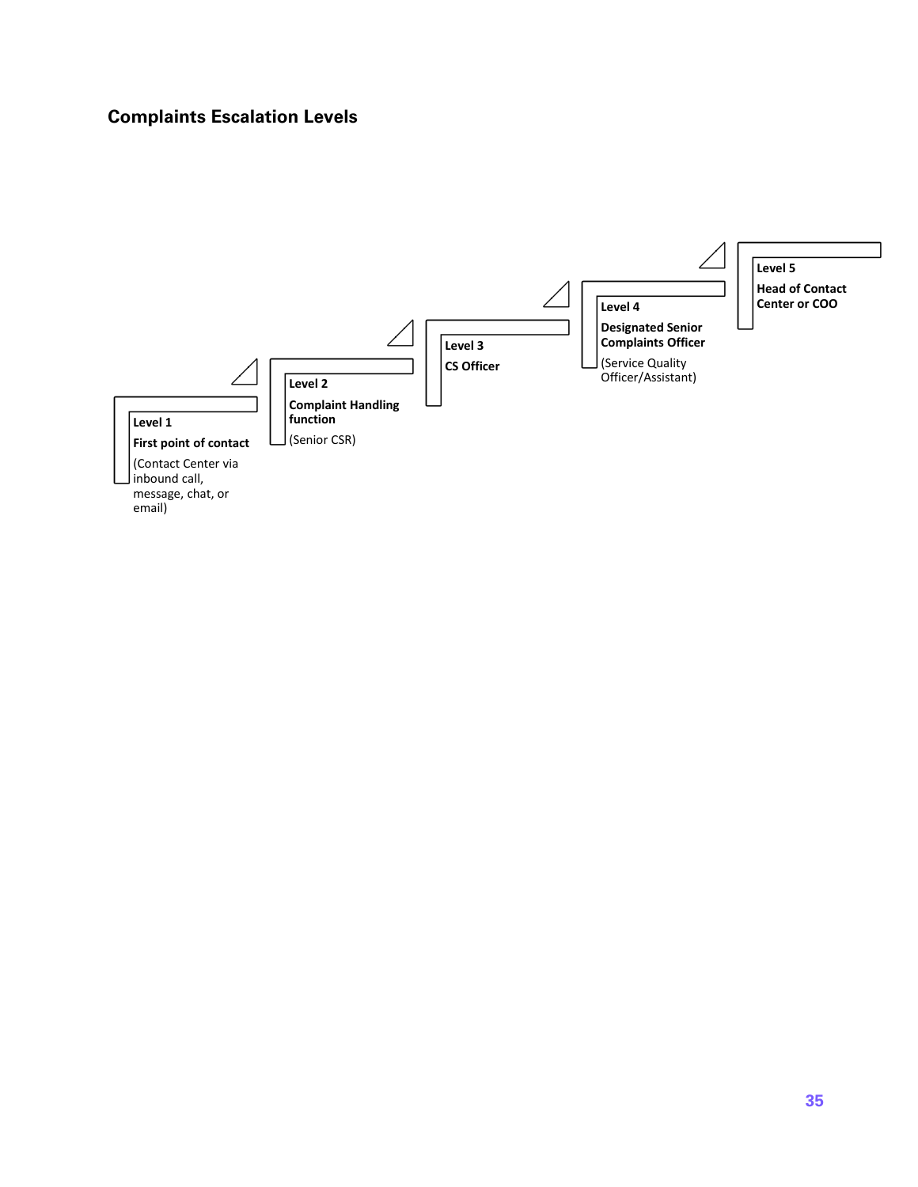## Complaints Escalation Levels

**Level 1**
**First point of contact**
(Contact Center via inbound call, message, chat, or email)

**Level 2**
**Complaint Handling function**
(Senior CSR)

**Level 3**
**CS Officer**

**Level 4**
**Designated Senior Complaints Officer**
(Service Quality Officer/Assistant)

**Level 5**
**Head of Contact Center or COO**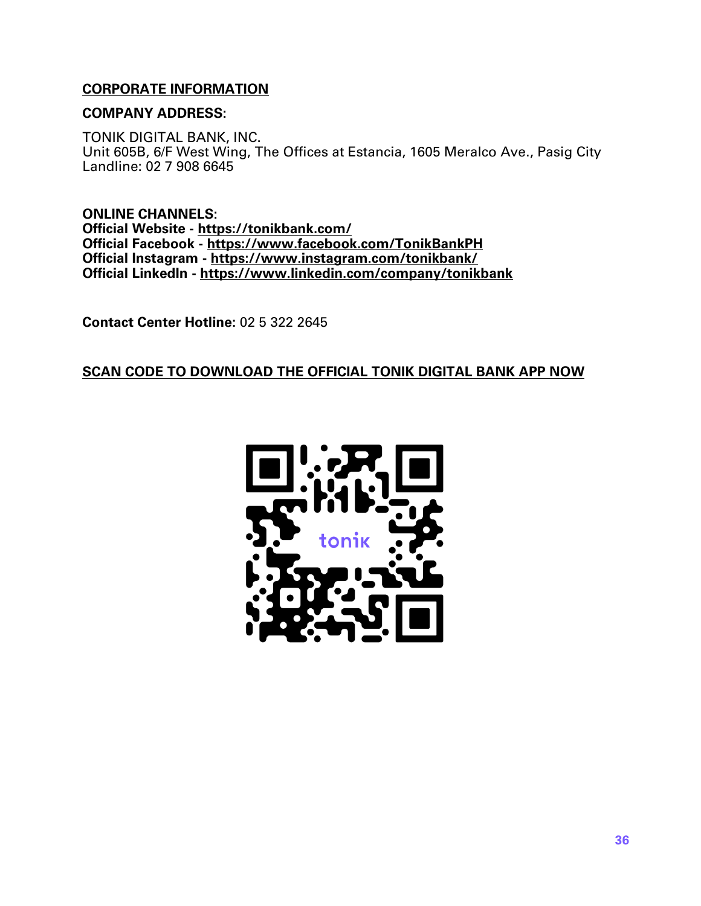## CORPORATE INFORMATION

**COMPANY ADDRESS:**

TONIK DIGITAL BANK, INC.
Unit 605B, 6/F West Wing, The Offices at Estancia, 1605 Meralco Ave., Pasig City
Landline: 02 7 908 6645

**ONLINE CHANNELS:**
**Official Website - https://tonikbank.com/**
**Official Facebook - https://www.facebook.com/TonikBankPH**
**Official Instagram - https://www.instagram.com/tonikbank/**
**Official LinkedIn - https://www.linkedin.com/company/tonikbank**

**Contact Center Hotline:** 02 5 322 2645

**SCAN CODE TO DOWNLOAD THE OFFICIAL TONIK DIGITAL BANK APP NOW**

tonik